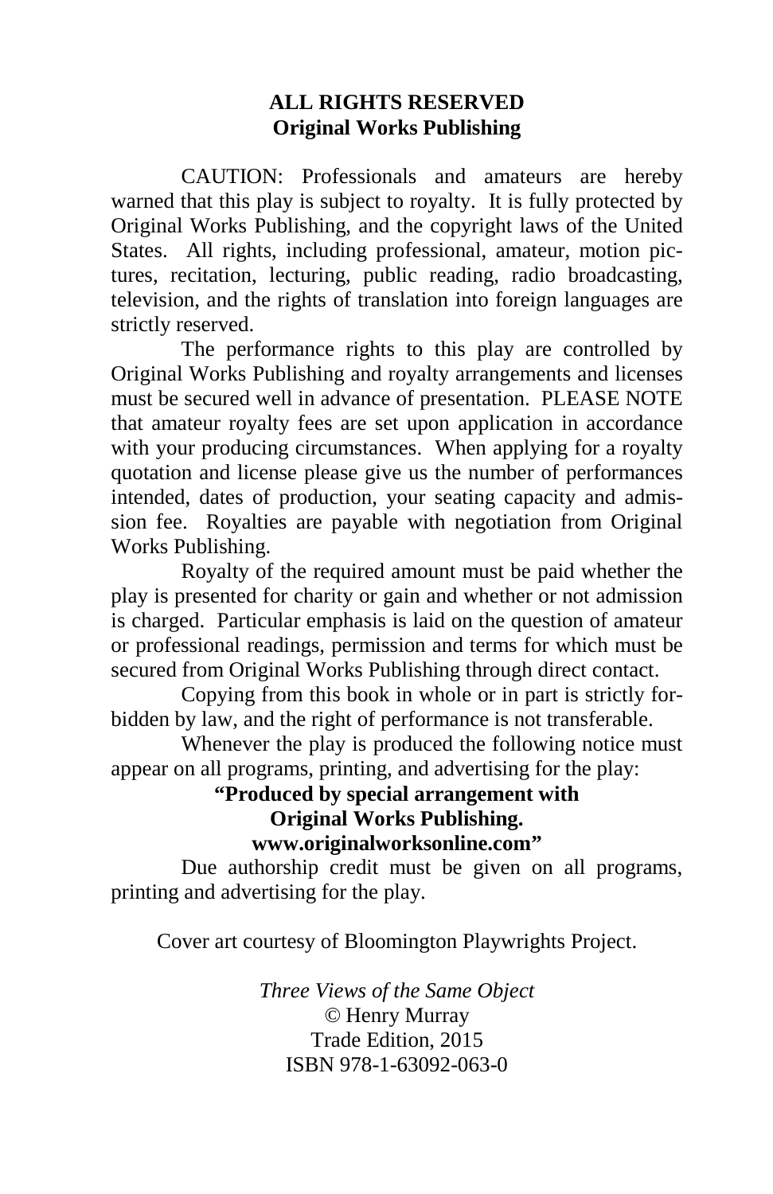**ALL RIGHTS RESERVED**
**Original Works Publishing**

CAUTION: Professionals and amateurs are hereby warned that this play is subject to royalty. It is fully protected by Original Works Publishing, and the copyright laws of the United States. All rights, including professional, amateur, motion pictures, recitation, lecturing, public reading, radio broadcasting, television, and the rights of translation into foreign languages are strictly reserved.

The performance rights to this play are controlled by Original Works Publishing and royalty arrangements and licenses must be secured well in advance of presentation. PLEASE NOTE that amateur royalty fees are set upon application in accordance with your producing circumstances. When applying for a royalty quotation and license please give us the number of performances intended, dates of production, your seating capacity and admission fee. Royalties are payable with negotiation from Original Works Publishing.

Royalty of the required amount must be paid whether the play is presented for charity or gain and whether or not admission is charged. Particular emphasis is laid on the question of amateur or professional readings, permission and terms for which must be secured from Original Works Publishing through direct contact.

Copying from this book in whole or in part is strictly forbidden by law, and the right of performance is not transferable.

Whenever the play is produced the following notice must appear on all programs, printing, and advertising for the play:

**"Produced by special arrangement with**
**Original Works Publishing.**
**www.originalworksonline.com"**

Due authorship credit must be given on all programs, printing and advertising for the play.

Cover art courtesy of Bloomington Playwrights Project.

*Three Views of the Same Object*
© Henry Murray
Trade Edition, 2015
ISBN 978-1-63092-063-0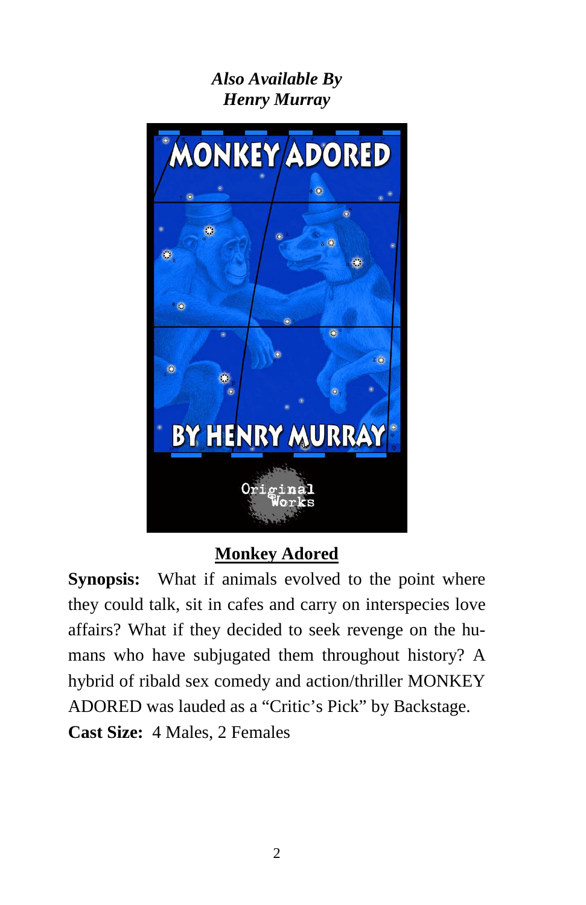*Also Available By*
*Henry Murray*

**Monkey Adored**

**Synopsis:** What if animals evolved to the point where they could talk, sit in cafes and carry on interspecies love affairs? What if they decided to seek revenge on the humans who have subjugated them throughout history? A hybrid of ribald sex comedy and action/thriller MONKEY ADORED was lauded as a "Critic's Pick" by Backstage.

**Cast Size:** 4 Males, 2 Females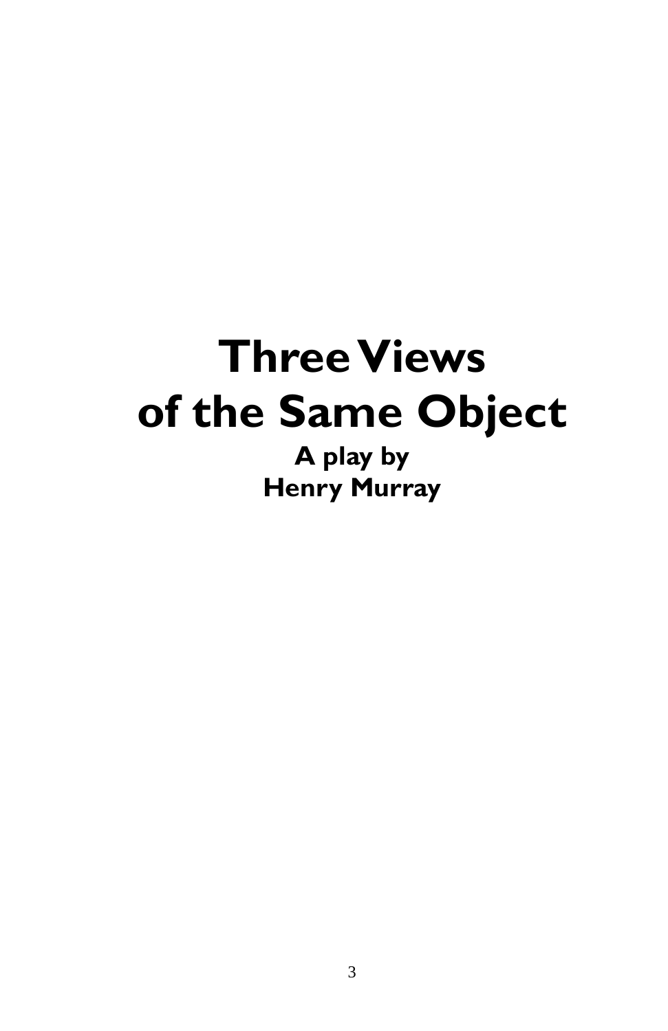# Three Views of the Same Object

**A play by**
**Henry Murray**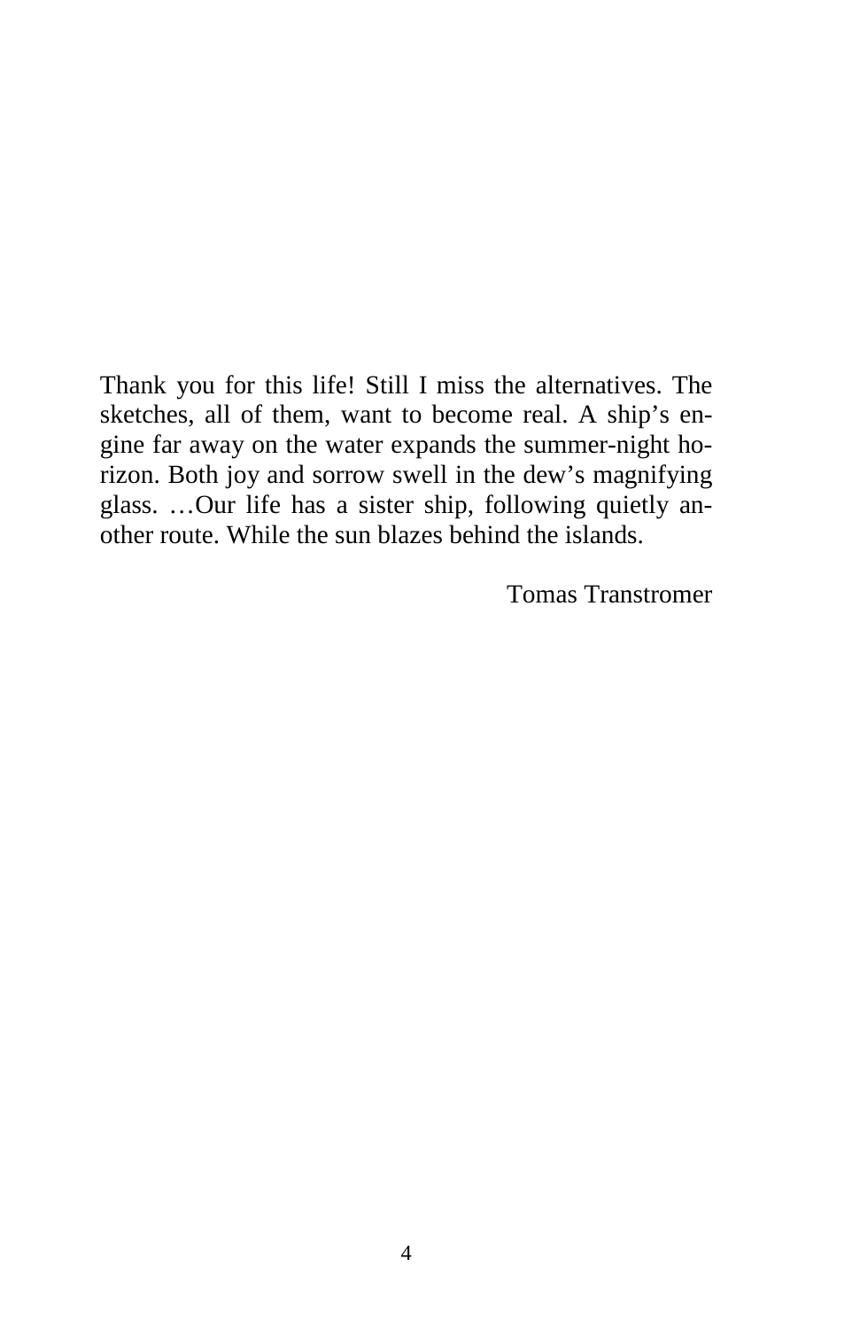Thank you for this life! Still I miss the alternatives. The sketches, all of them, want to become real. A ship's engine far away on the water expands the summer-night horizon. Both joy and sorrow swell in the dew's magnifying glass. …Our life has a sister ship, following quietly another route. While the sun blazes behind the islands.

Tomas Transtromer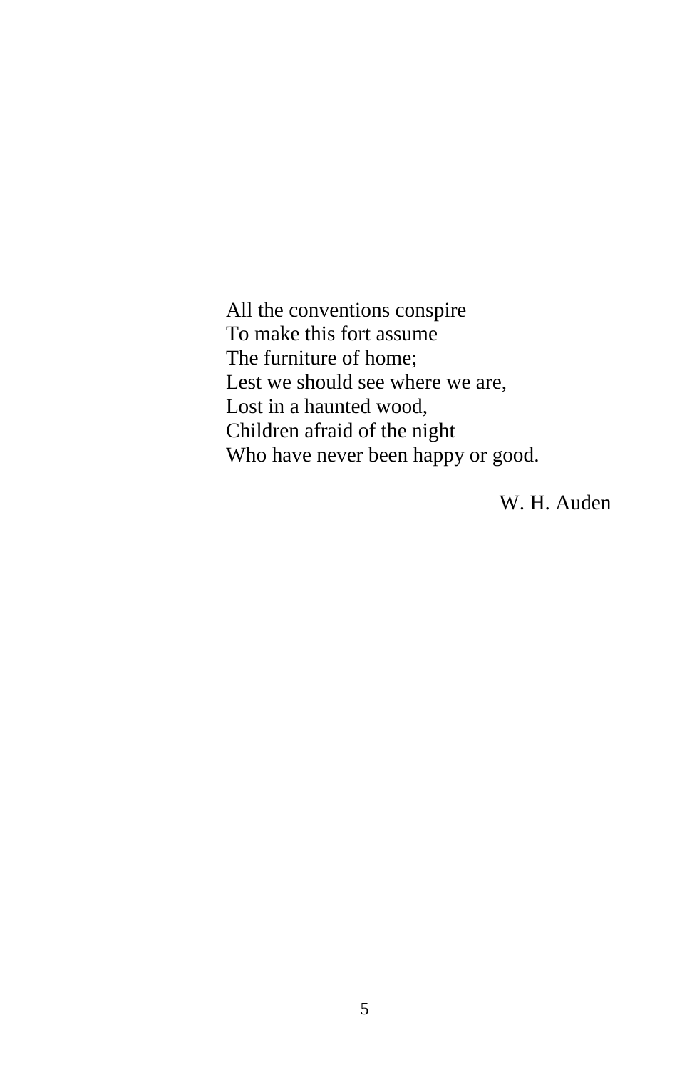All the conventions conspire  
To make this fort assume  
The furniture of home;  
Lest we should see where we are,  
Lost in a haunted wood,  
Children afraid of the night  
Who have never been happy or good.

W. H. Auden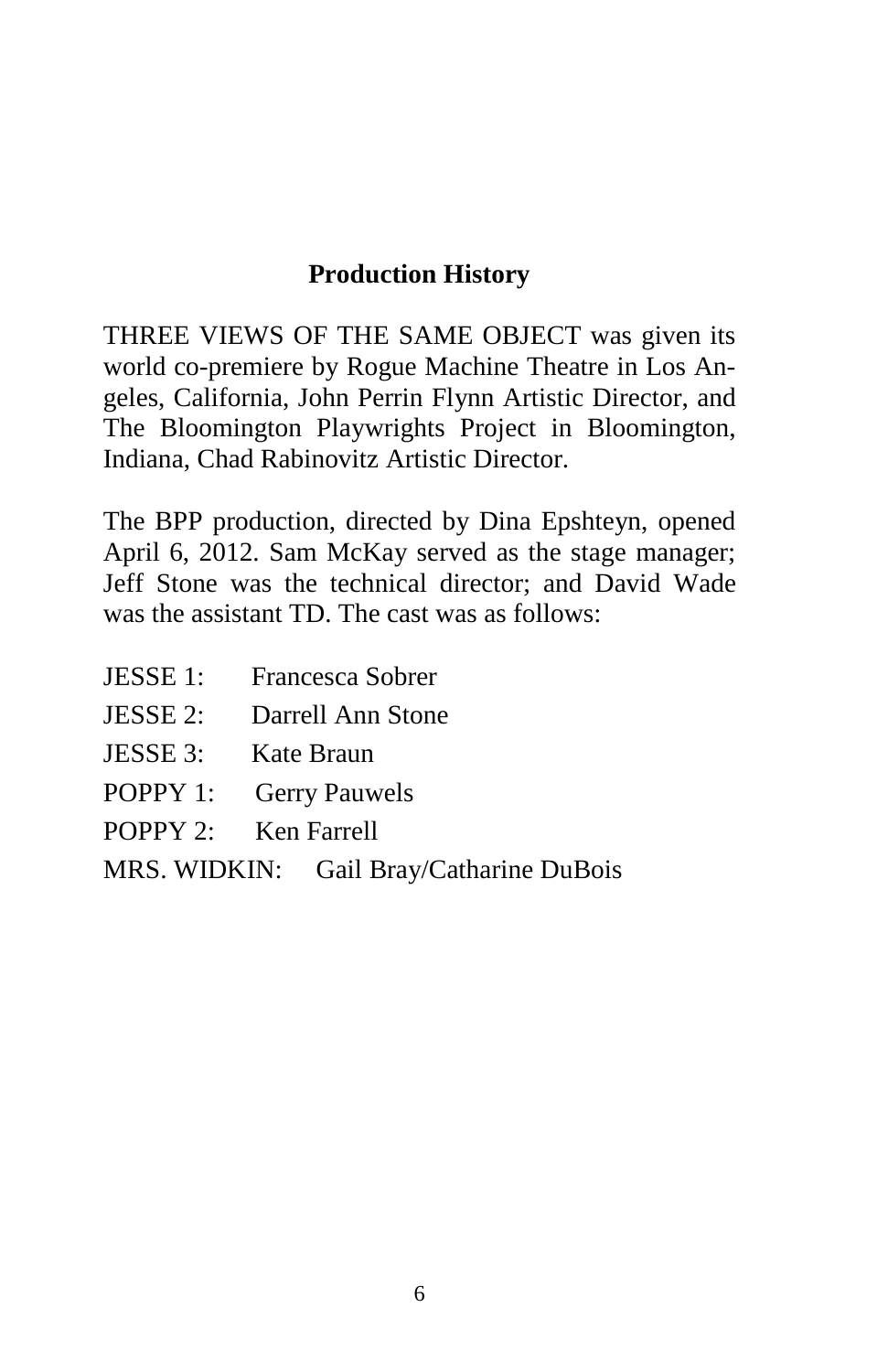## Production History

THREE VIEWS OF THE SAME OBJECT was given its world co-premiere by Rogue Machine Theatre in Los Angeles, California, John Perrin Flynn Artistic Director, and The Bloomington Playwrights Project in Bloomington, Indiana, Chad Rabinovitz Artistic Director.

The BPP production, directed by Dina Epshteyn, opened April 6, 2012. Sam McKay served as the stage manager; Jeff Stone was the technical director; and David Wade was the assistant TD. The cast was as follows:

JESSE 1: Francesca Sobrer

JESSE 2: Darrell Ann Stone

JESSE 3: Kate Braun

POPPY 1: Gerry Pauwels

POPPY 2: Ken Farrell

MRS. WIDKIN: Gail Bray/Catharine DuBois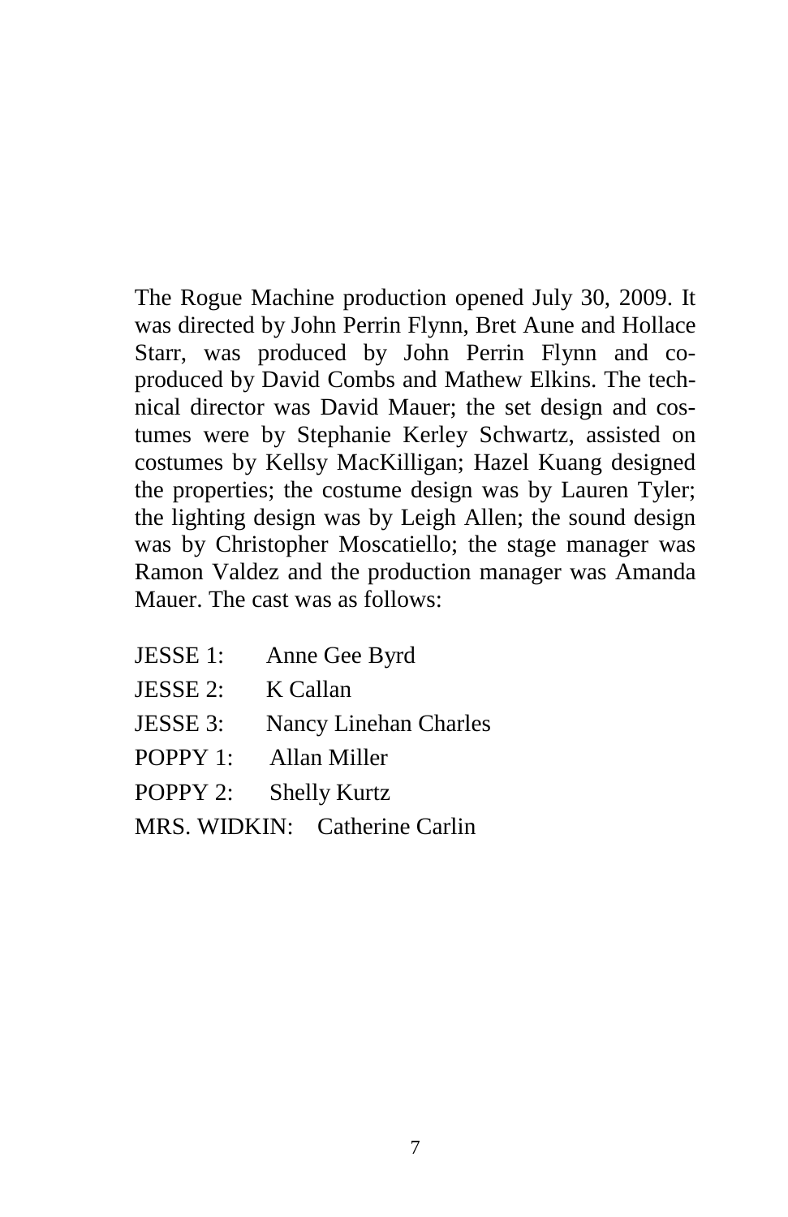The Rogue Machine production opened July 30, 2009. It was directed by John Perrin Flynn, Bret Aune and Hollace Starr, was produced by John Perrin Flynn and co-produced by David Combs and Mathew Elkins. The technical director was David Mauer; the set design and costumes were by Stephanie Kerley Schwartz, assisted on costumes by Kellsy MacKilligan; Hazel Kuang designed the properties; the costume design was by Lauren Tyler; the lighting design was by Leigh Allen; the sound design was by Christopher Moscatiello; the stage manager was Ramon Valdez and the production manager was Amanda Mauer. The cast was as follows:

JESSE 1: Anne Gee Byrd

JESSE 2: K Callan

JESSE 3: Nancy Linehan Charles

POPPY 1: Allan Miller

POPPY 2: Shelly Kurtz

MRS. WIDKIN: Catherine Carlin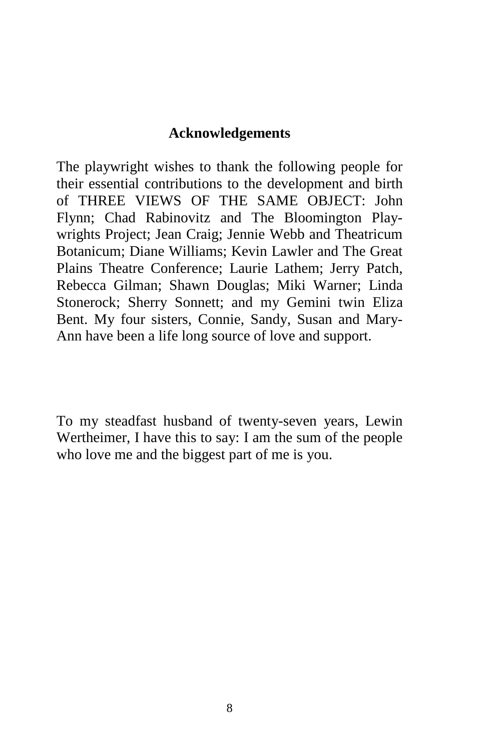## Acknowledgements

The playwright wishes to thank the following people for their essential contributions to the development and birth of THREE VIEWS OF THE SAME OBJECT: John Flynn; Chad Rabinovitz and The Bloomington Playwrights Project; Jean Craig; Jennie Webb and Theatricum Botanicum; Diane Williams; Kevin Lawler and The Great Plains Theatre Conference; Laurie Lathem; Jerry Patch, Rebecca Gilman; Shawn Douglas; Miki Warner; Linda Stonerock; Sherry Sonnett; and my Gemini twin Eliza Bent. My four sisters, Connie, Sandy, Susan and Mary-Ann have been a life long source of love and support.

To my steadfast husband of twenty-seven years, Lewin Wertheimer, I have this to say: I am the sum of the people who love me and the biggest part of me is you.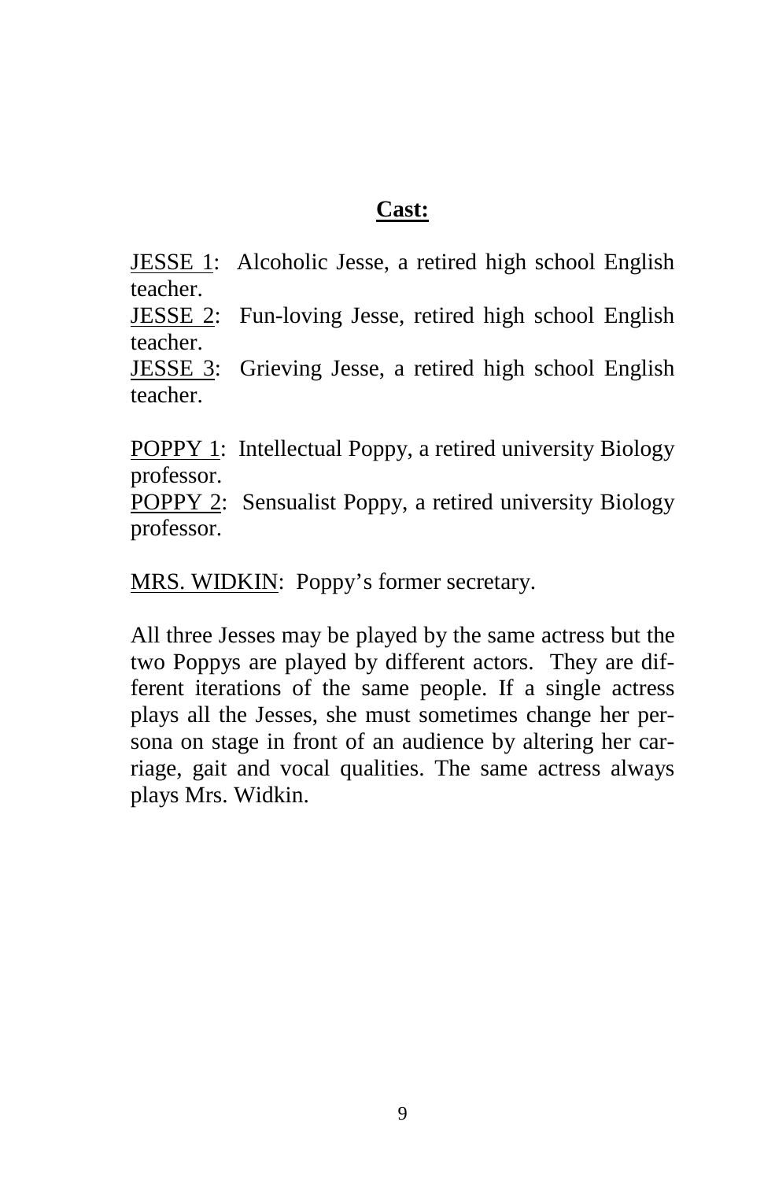## Cast:

JESSE 1: Alcoholic Jesse, a retired high school English teacher.
JESSE 2: Fun-loving Jesse, retired high school English teacher.
JESSE 3: Grieving Jesse, a retired high school English teacher.

POPPY 1: Intellectual Poppy, a retired university Biology professor.
POPPY 2: Sensualist Poppy, a retired university Biology professor.

MRS. WIDKIN: Poppy's former secretary.

All three Jesses may be played by the same actress but the two Poppys are played by different actors. They are different iterations of the same people. If a single actress plays all the Jesses, she must sometimes change her persona on stage in front of an audience by altering her carriage, gait and vocal qualities. The same actress always plays Mrs. Widkin.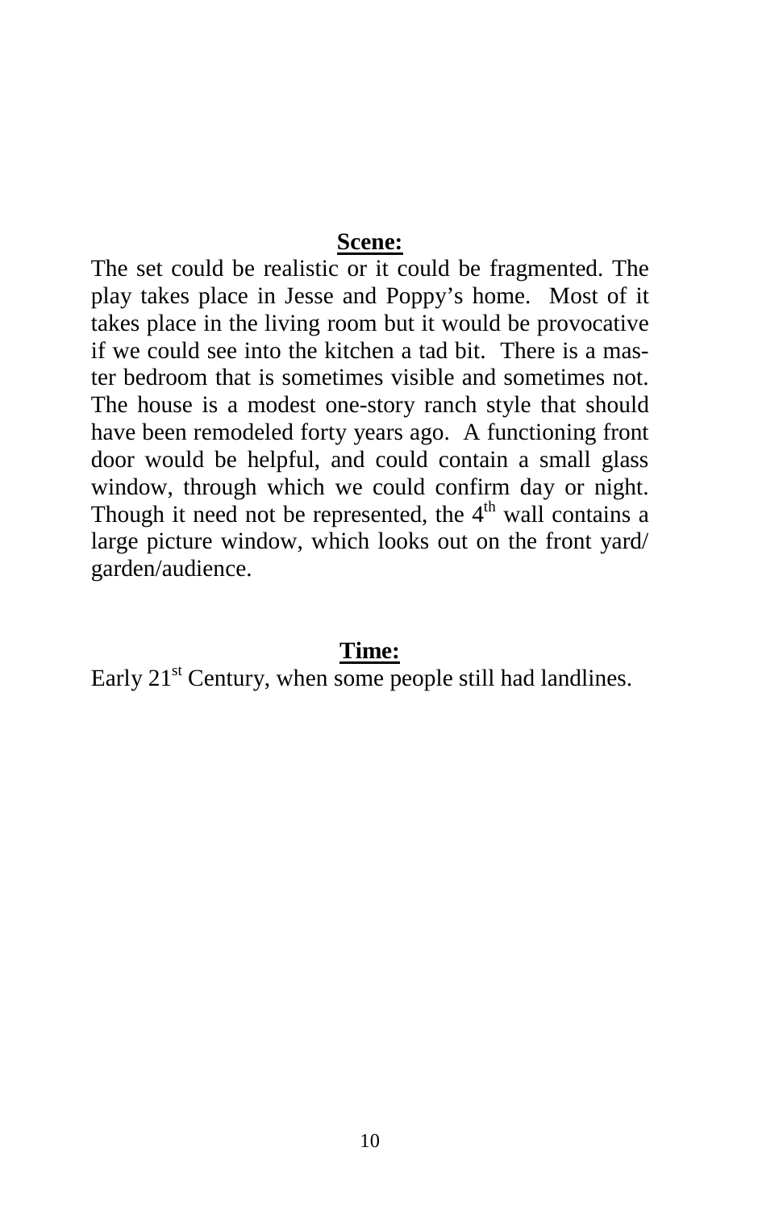**Scene:**

The set could be realistic or it could be fragmented. The play takes place in Jesse and Poppy's home. Most of it takes place in the living room but it would be provocative if we could see into the kitchen a tad bit. There is a master bedroom that is sometimes visible and sometimes not. The house is a modest one-story ranch style that should have been remodeled forty years ago. A functioning front door would be helpful, and could contain a small glass window, through which we could confirm day or night. Though it need not be represented, the 4th wall contains a large picture window, which looks out on the front yard/garden/audience.

**Time:**

Early 21st Century, when some people still had landlines.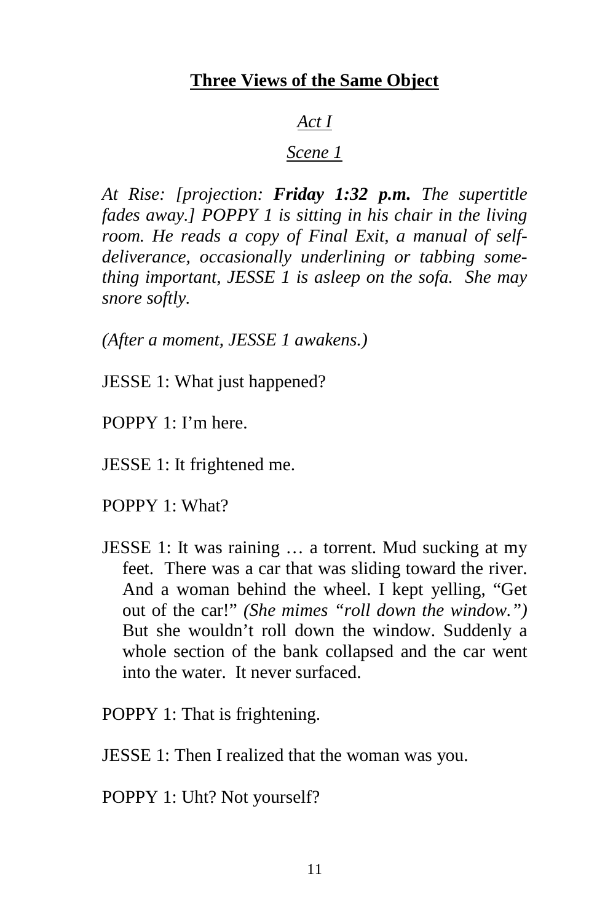# Three Views of the Same Object

## *Act I*

### *Scene 1*

*At Rise: [projection:* ***Friday 1:32 p.m.*** *The supertitle fades away.] POPPY 1 is sitting in his chair in the living room. He reads a copy of Final Exit, a manual of self-deliverance, occasionally underlining or tabbing something important, JESSE 1 is asleep on the sofa. She may snore softly.*

*(After a moment, JESSE 1 awakens.)*

JESSE 1: What just happened?

POPPY 1: I'm here.

JESSE 1: It frightened me.

POPPY 1: What?

JESSE 1: It was raining … a torrent. Mud sucking at my feet. There was a car that was sliding toward the river. And a woman behind the wheel. I kept yelling, "Get out of the car!" *(She mimes "roll down the window.")* But she wouldn't roll down the window. Suddenly a whole section of the bank collapsed and the car went into the water. It never surfaced.

POPPY 1: That is frightening.

JESSE 1: Then I realized that the woman was you.

POPPY 1: Uht? Not yourself?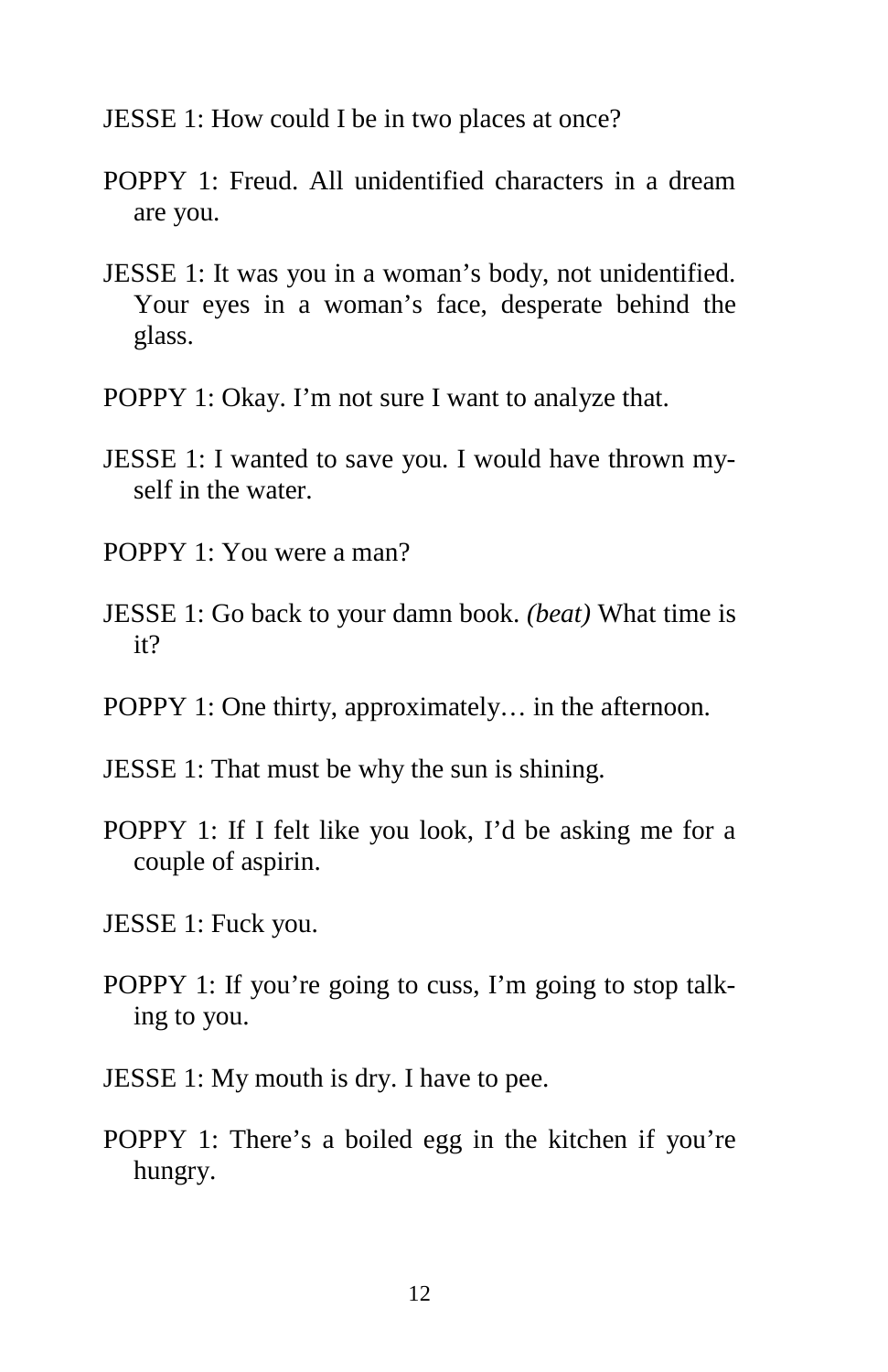JESSE 1: How could I be in two places at once?

POPPY 1: Freud. All unidentified characters in a dream are you.

JESSE 1: It was you in a woman's body, not unidentified. Your eyes in a woman's face, desperate behind the glass.

POPPY 1: Okay. I'm not sure I want to analyze that.

JESSE 1: I wanted to save you. I would have thrown myself in the water.

POPPY 1: You were a man?

JESSE 1: Go back to your damn book. *(beat)* What time is it?

POPPY 1: One thirty, approximately… in the afternoon.

JESSE 1: That must be why the sun is shining.

POPPY 1: If I felt like you look, I'd be asking me for a couple of aspirin.

JESSE 1: Fuck you.

POPPY 1: If you're going to cuss, I'm going to stop talking to you.

JESSE 1: My mouth is dry. I have to pee.

POPPY 1: There's a boiled egg in the kitchen if you're hungry.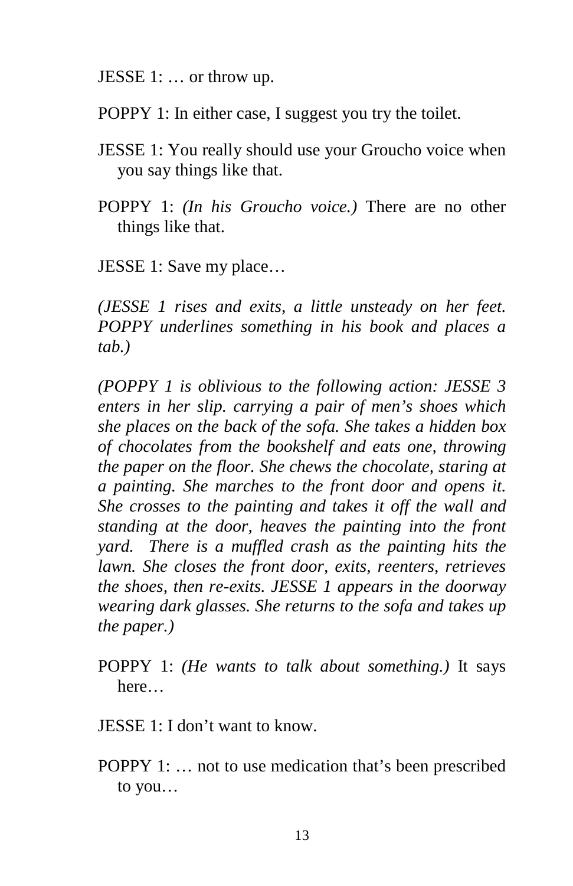JESSE 1: … or throw up.

POPPY 1: In either case, I suggest you try the toilet.

JESSE 1: You really should use your Groucho voice when you say things like that.

POPPY 1: *(In his Groucho voice.)* There are no other things like that.

JESSE 1: Save my place…

*(JESSE 1 rises and exits, a little unsteady on her feet. POPPY underlines something in his book and places a tab.)*

*(POPPY 1 is oblivious to the following action: JESSE 3 enters in her slip. carrying a pair of men's shoes which she places on the back of the sofa. She takes a hidden box of chocolates from the bookshelf and eats one, throwing the paper on the floor. She chews the chocolate, staring at a painting. She marches to the front door and opens it. She crosses to the painting and takes it off the wall and standing at the door, heaves the painting into the front yard. There is a muffled crash as the painting hits the lawn. She closes the front door, exits, reenters, retrieves the shoes, then re-exits. JESSE 1 appears in the doorway wearing dark glasses. She returns to the sofa and takes up the paper.)*

POPPY 1: *(He wants to talk about something.)* It says here…

JESSE 1: I don't want to know.

POPPY 1: … not to use medication that's been prescribed to you…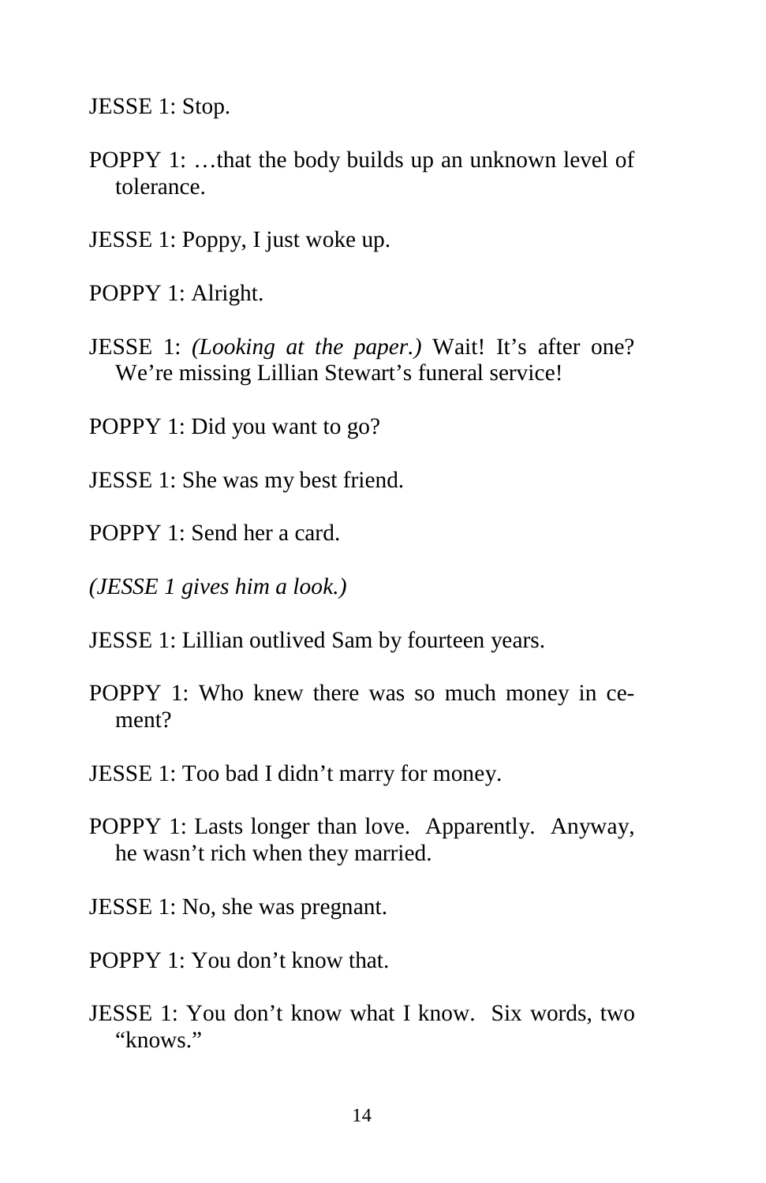JESSE 1: Stop.

POPPY 1: …that the body builds up an unknown level of tolerance.

JESSE 1: Poppy, I just woke up.

POPPY 1: Alright.

JESSE 1: *(Looking at the paper.)* Wait! It's after one? We're missing Lillian Stewart's funeral service!

POPPY 1: Did you want to go?

JESSE 1: She was my best friend.

POPPY 1: Send her a card.

*(JESSE 1 gives him a look.)*

JESSE 1: Lillian outlived Sam by fourteen years.

POPPY 1: Who knew there was so much money in cement?

JESSE 1: Too bad I didn't marry for money.

POPPY 1: Lasts longer than love. Apparently. Anyway, he wasn't rich when they married.

JESSE 1: No, she was pregnant.

POPPY 1: You don't know that.

JESSE 1: You don't know what I know. Six words, two "knows."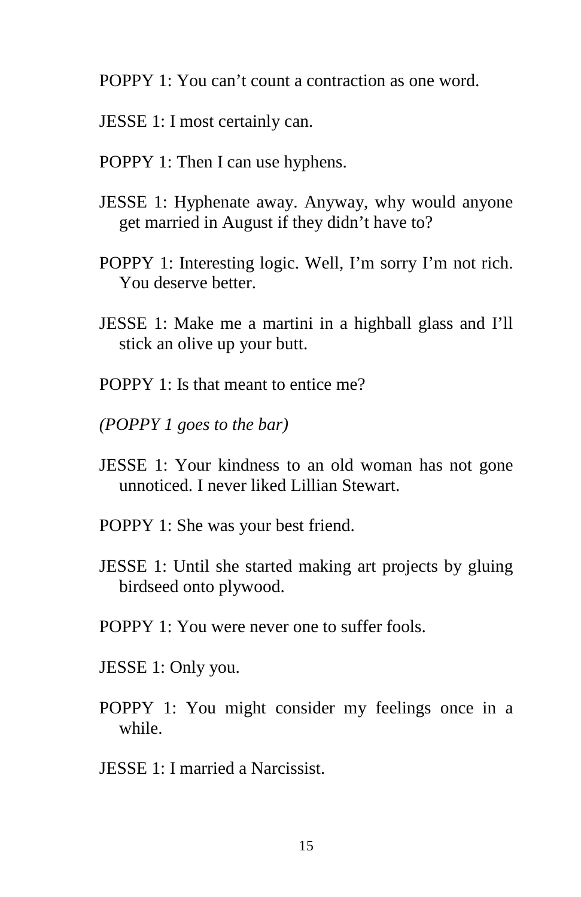POPPY 1: You can't count a contraction as one word.

JESSE 1: I most certainly can.

POPPY 1: Then I can use hyphens.

JESSE 1: Hyphenate away. Anyway, why would anyone get married in August if they didn't have to?

POPPY 1: Interesting logic. Well, I'm sorry I'm not rich. You deserve better.

JESSE 1: Make me a martini in a highball glass and I'll stick an olive up your butt.

POPPY 1: Is that meant to entice me?

*(POPPY 1 goes to the bar)*

JESSE 1: Your kindness to an old woman has not gone unnoticed. I never liked Lillian Stewart.

POPPY 1: She was your best friend.

JESSE 1: Until she started making art projects by gluing birdseed onto plywood.

POPPY 1: You were never one to suffer fools.

JESSE 1: Only you.

POPPY 1: You might consider my feelings once in a while.

JESSE 1: I married a Narcissist.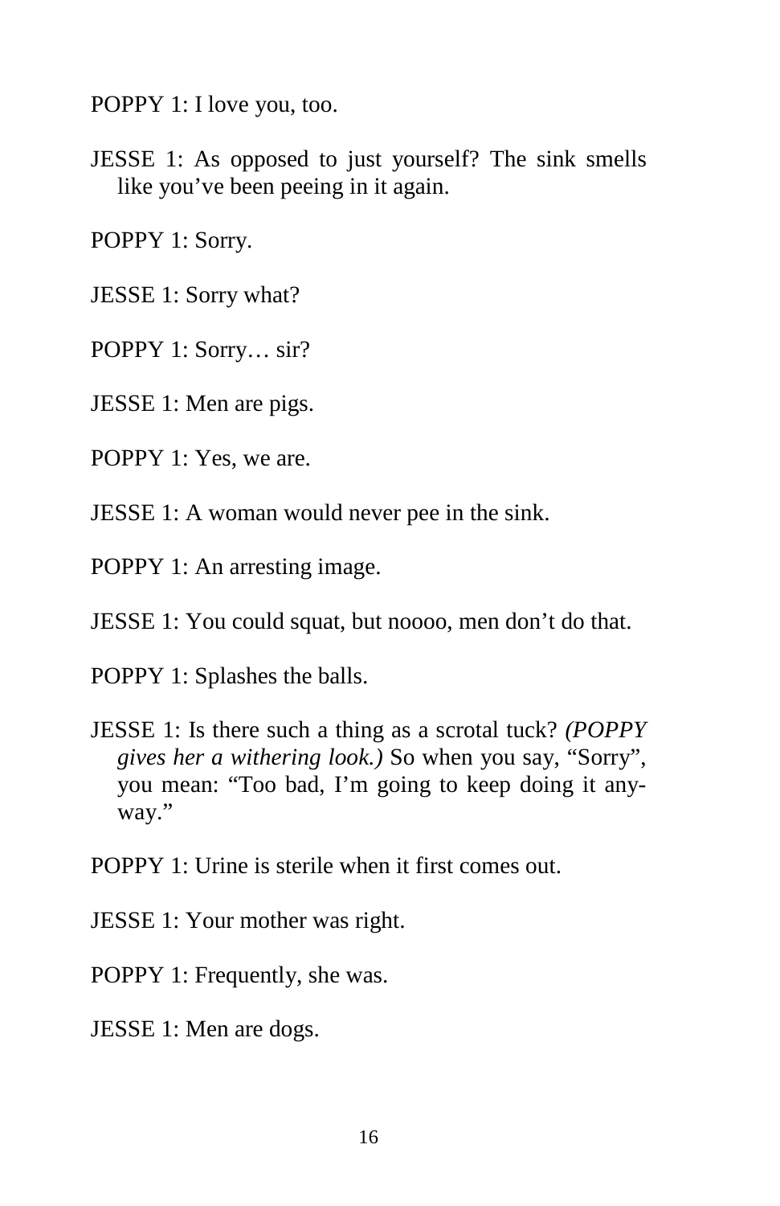POPPY 1: I love you, too.

JESSE 1: As opposed to just yourself? The sink smells like you've been peeing in it again.

POPPY 1: Sorry.

JESSE 1: Sorry what?

POPPY 1: Sorry… sir?

JESSE 1: Men are pigs.

POPPY 1: Yes, we are.

JESSE 1: A woman would never pee in the sink.

POPPY 1: An arresting image.

JESSE 1: You could squat, but noooo, men don't do that.

POPPY 1: Splashes the balls.

JESSE 1: Is there such a thing as a scrotal tuck? *(POPPY gives her a withering look.)* So when you say, "Sorry", you mean: "Too bad, I'm going to keep doing it anyway."

POPPY 1: Urine is sterile when it first comes out.

JESSE 1: Your mother was right.

POPPY 1: Frequently, she was.

JESSE 1: Men are dogs.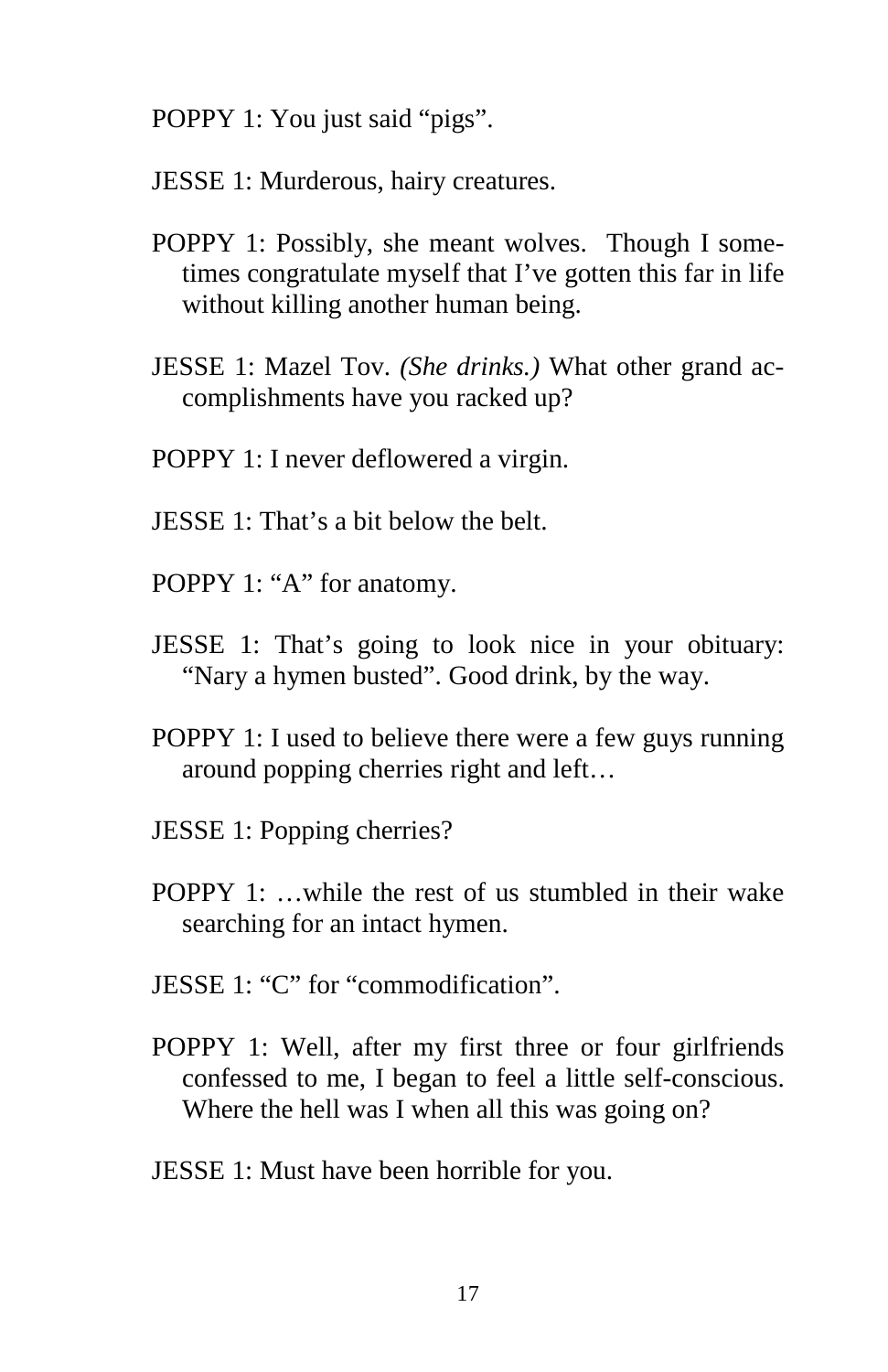POPPY 1: You just said "pigs".

JESSE 1: Murderous, hairy creatures.

POPPY 1: Possibly, she meant wolves. Though I sometimes congratulate myself that I've gotten this far in life without killing another human being.

JESSE 1: Mazel Tov. *(She drinks.)* What other grand accomplishments have you racked up?

POPPY 1: I never deflowered a virgin.

JESSE 1: That's a bit below the belt.

POPPY 1: "A" for anatomy.

JESSE 1: That's going to look nice in your obituary: "Nary a hymen busted". Good drink, by the way.

POPPY 1: I used to believe there were a few guys running around popping cherries right and left…

JESSE 1: Popping cherries?

POPPY 1: …while the rest of us stumbled in their wake searching for an intact hymen.

JESSE 1: "C" for "commodification".

POPPY 1: Well, after my first three or four girlfriends confessed to me, I began to feel a little self-conscious. Where the hell was I when all this was going on?

JESSE 1: Must have been horrible for you.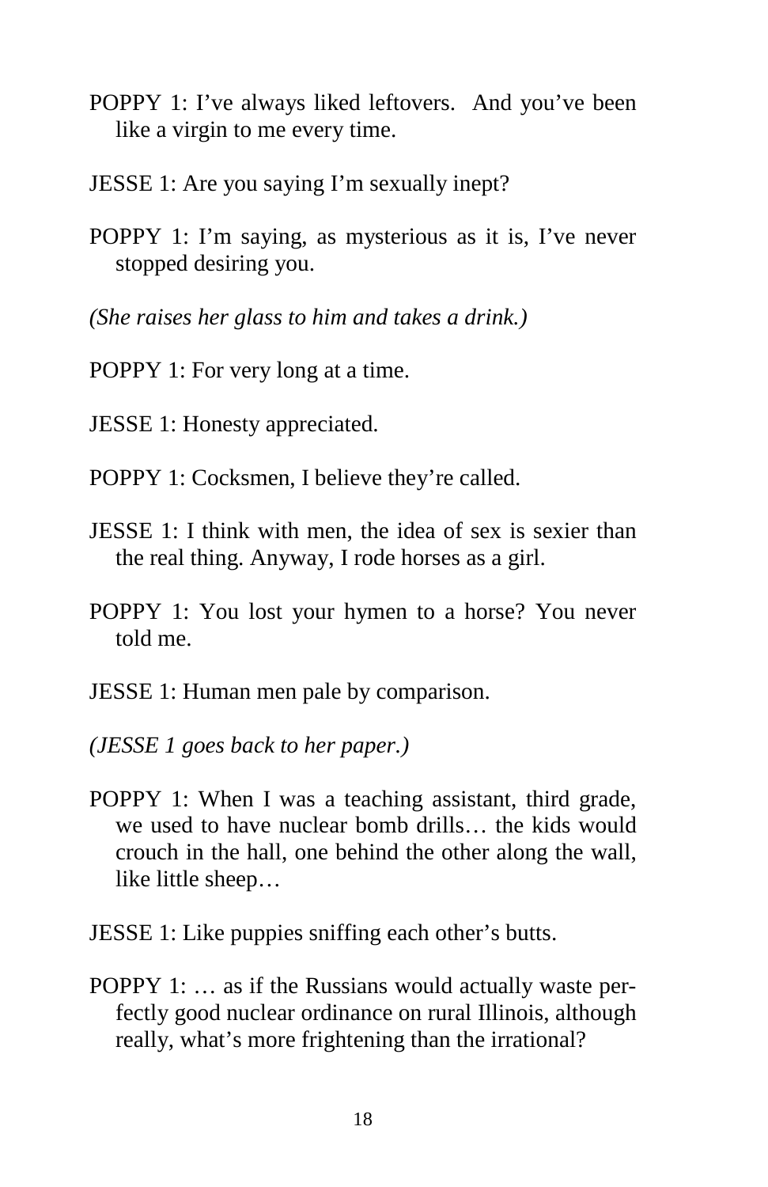POPPY 1: I've always liked leftovers.  And you've been like a virgin to me every time.

JESSE 1: Are you saying I'm sexually inept?

POPPY 1: I'm saying, as mysterious as it is, I've never stopped desiring you.

*(She raises her glass to him and takes a drink.)*

POPPY 1: For very long at a time.

JESSE 1: Honesty appreciated.

POPPY 1: Cocksmen, I believe they're called.

JESSE 1: I think with men, the idea of sex is sexier than the real thing. Anyway, I rode horses as a girl.

POPPY 1: You lost your hymen to a horse? You never told me.

JESSE 1: Human men pale by comparison.

*(JESSE 1 goes back to her paper.)*

POPPY 1: When I was a teaching assistant, third grade, we used to have nuclear bomb drills… the kids would crouch in the hall, one behind the other along the wall, like little sheep…

JESSE 1: Like puppies sniffing each other's butts.

POPPY 1: … as if the Russians would actually waste perfectly good nuclear ordinance on rural Illinois, although really, what's more frightening than the irrational?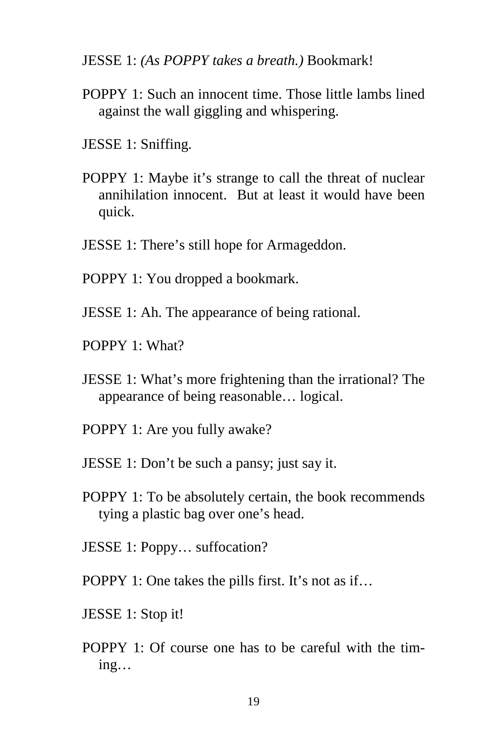JESSE 1: *(As POPPY takes a breath.)* Bookmark!

POPPY 1: Such an innocent time. Those little lambs lined against the wall giggling and whispering.

JESSE 1: Sniffing.

POPPY 1: Maybe it's strange to call the threat of nuclear annihilation innocent. But at least it would have been quick.

JESSE 1: There's still hope for Armageddon.

POPPY 1: You dropped a bookmark.

JESSE 1: Ah. The appearance of being rational.

POPPY 1: What?

JESSE 1: What's more frightening than the irrational? The appearance of being reasonable… logical.

POPPY 1: Are you fully awake?

JESSE 1: Don't be such a pansy; just say it.

POPPY 1: To be absolutely certain, the book recommends tying a plastic bag over one's head.

JESSE 1: Poppy… suffocation?

POPPY 1: One takes the pills first. It's not as if…

JESSE 1: Stop it!

POPPY 1: Of course one has to be careful with the timing…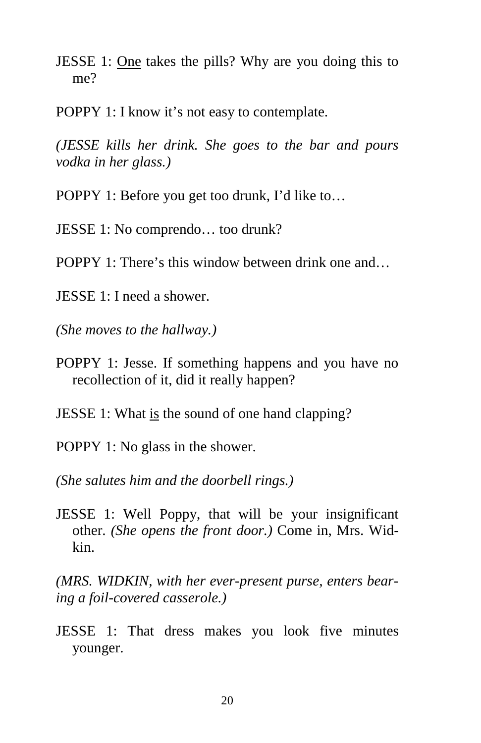JESSE 1: <u>One</u> takes the pills? Why are you doing this to me?

POPPY 1: I know it's not easy to contemplate.

*(JESSE kills her drink. She goes to the bar and pours vodka in her glass.)*

POPPY 1: Before you get too drunk, I'd like to…

JESSE 1: No comprendo… too drunk?

POPPY 1: There's this window between drink one and…

JESSE 1: I need a shower.

*(She moves to the hallway.)*

POPPY 1: Jesse. If something happens and you have no recollection of it, did it really happen?

JESSE 1: What <u>is</u> the sound of one hand clapping?

POPPY 1: No glass in the shower.

*(She salutes him and the doorbell rings.)*

JESSE 1: Well Poppy, that will be your insignificant other. *(She opens the front door.)* Come in, Mrs. Widkin.

*(MRS. WIDKIN, with her ever-present purse, enters bearing a foil-covered casserole.)*

JESSE 1: That dress makes you look five minutes younger.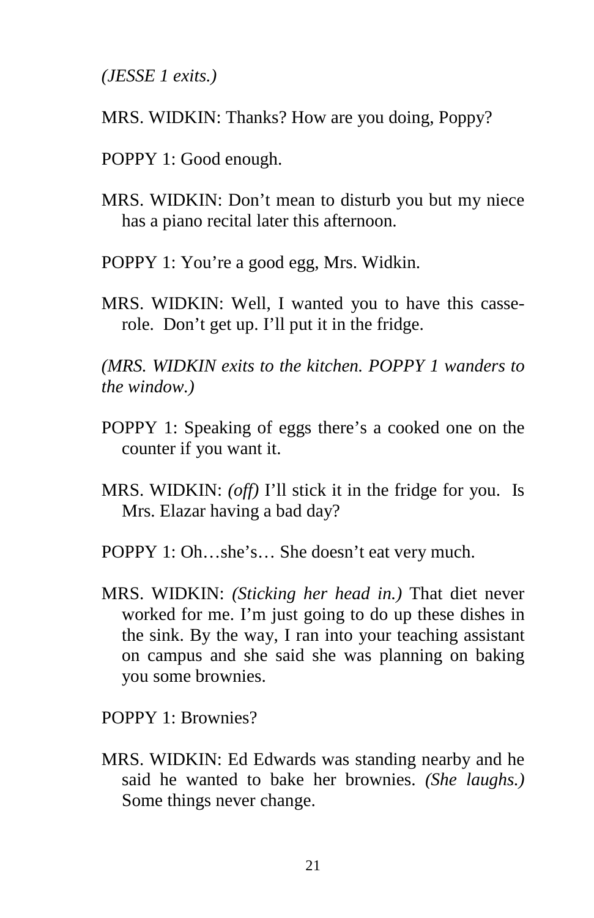*(JESSE 1 exits.)*

MRS. WIDKIN: Thanks? How are you doing, Poppy?

POPPY 1: Good enough.

MRS. WIDKIN: Don't mean to disturb you but my niece has a piano recital later this afternoon.

POPPY 1: You're a good egg, Mrs. Widkin.

MRS. WIDKIN: Well, I wanted you to have this casserole. Don't get up. I'll put it in the fridge.

*(MRS. WIDKIN exits to the kitchen. POPPY 1 wanders to the window.)*

POPPY 1: Speaking of eggs there's a cooked one on the counter if you want it.

MRS. WIDKIN: *(off)* I'll stick it in the fridge for you. Is Mrs. Elazar having a bad day?

POPPY 1: Oh…she's… She doesn't eat very much.

MRS. WIDKIN: *(Sticking her head in.)* That diet never worked for me. I'm just going to do up these dishes in the sink. By the way, I ran into your teaching assistant on campus and she said she was planning on baking you some brownies.

POPPY 1: Brownies?

MRS. WIDKIN: Ed Edwards was standing nearby and he said he wanted to bake her brownies. *(She laughs.)* Some things never change.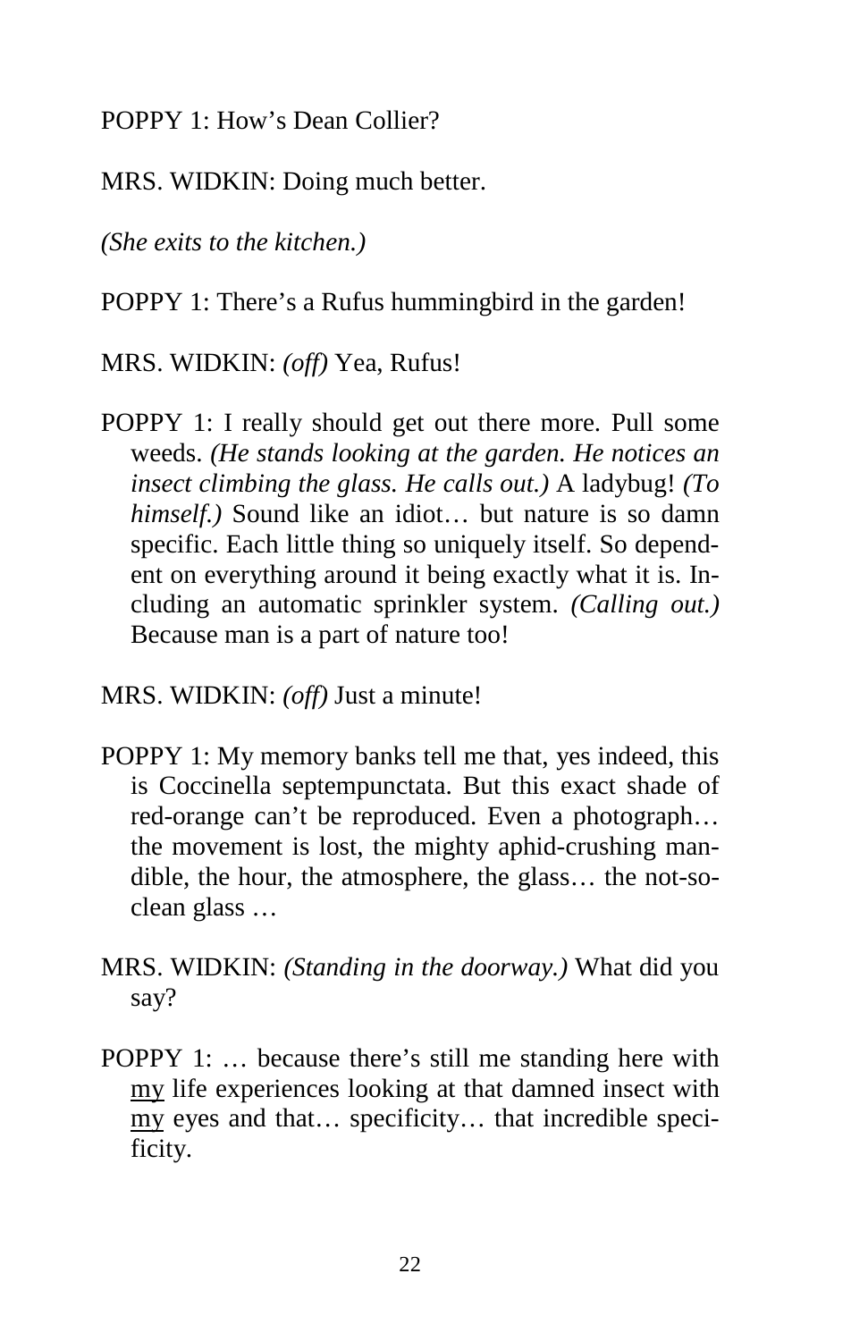POPPY 1: How's Dean Collier?

MRS. WIDKIN: Doing much better.

*(She exits to the kitchen.)*

POPPY 1: There's a Rufus hummingbird in the garden!

MRS. WIDKIN: *(off)* Yea, Rufus!

POPPY 1: I really should get out there more. Pull some weeds. *(He stands looking at the garden. He notices an insect climbing the glass. He calls out.)* A ladybug! *(To himself.)* Sound like an idiot… but nature is so damn specific. Each little thing so uniquely itself. So dependent on everything around it being exactly what it is. Including an automatic sprinkler system. *(Calling out.)* Because man is a part of nature too!

MRS. WIDKIN: *(off)* Just a minute!

POPPY 1: My memory banks tell me that, yes indeed, this is Coccinella septempunctata. But this exact shade of red-orange can't be reproduced. Even a photograph… the movement is lost, the mighty aphid-crushing mandible, the hour, the atmosphere, the glass… the not-so-clean glass …

MRS. WIDKIN: *(Standing in the doorway.)* What did you say?

POPPY 1: … because there's still me standing here with <u>my</u> life experiences looking at that damned insect with <u>my</u> eyes and that… specificity… that incredible specificity.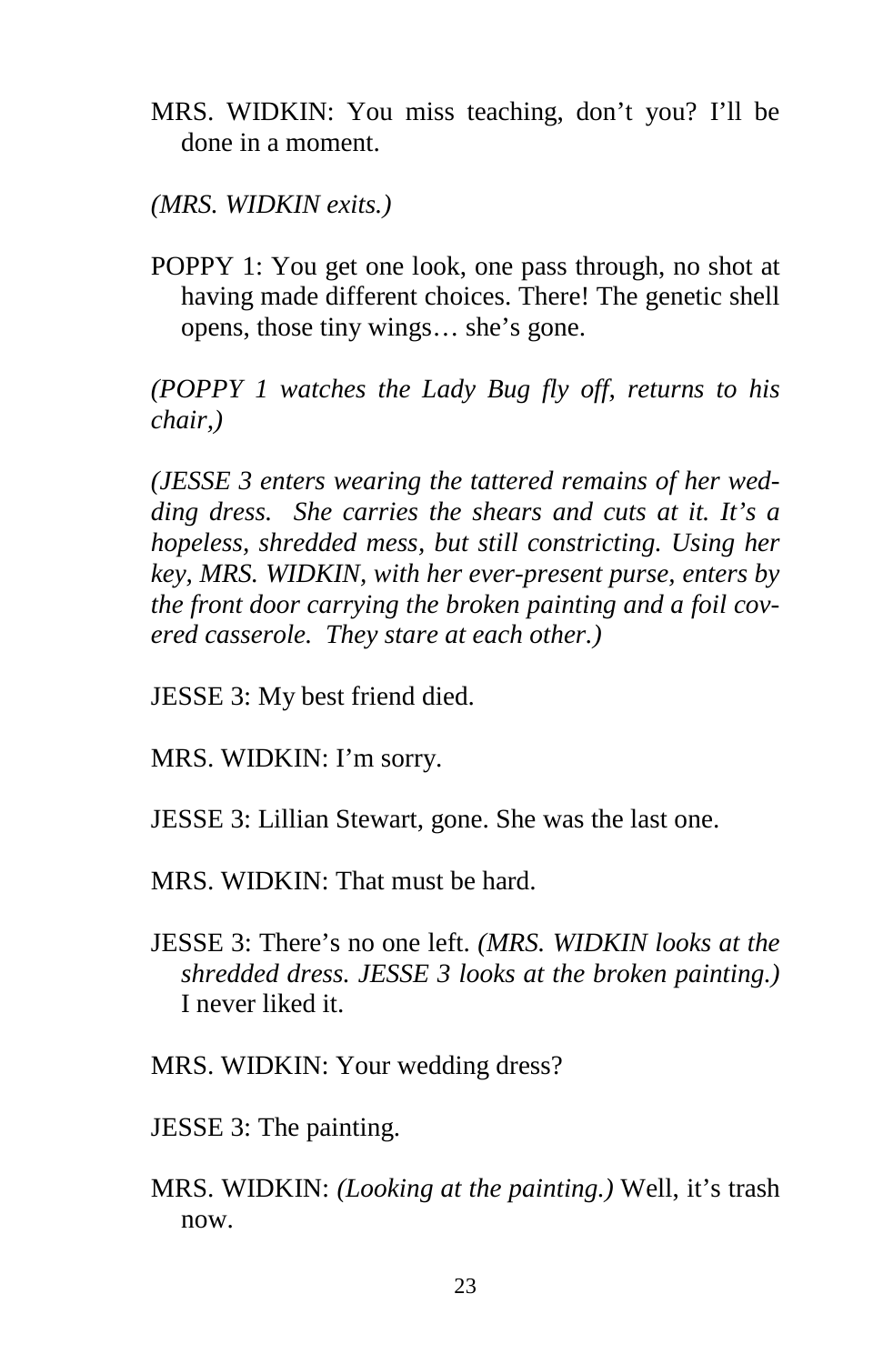MRS. WIDKIN: You miss teaching, don't you? I'll be done in a moment.

*(MRS. WIDKIN exits.)*

POPPY 1: You get one look, one pass through, no shot at having made different choices. There! The genetic shell opens, those tiny wings… she's gone.

*(POPPY 1 watches the Lady Bug fly off, returns to his chair,)*

*(JESSE 3 enters wearing the tattered remains of her wedding dress. She carries the shears and cuts at it. It's a hopeless, shredded mess, but still constricting. Using her key, MRS. WIDKIN, with her ever-present purse, enters by the front door carrying the broken painting and a foil covered casserole. They stare at each other.)*

JESSE 3: My best friend died.

MRS. WIDKIN: I'm sorry.

JESSE 3: Lillian Stewart, gone. She was the last one.

MRS. WIDKIN: That must be hard.

JESSE 3: There's no one left. *(MRS. WIDKIN looks at the shredded dress. JESSE 3 looks at the broken painting.)* I never liked it.

MRS. WIDKIN: Your wedding dress?

JESSE 3: The painting.

MRS. WIDKIN: *(Looking at the painting.)* Well, it's trash now.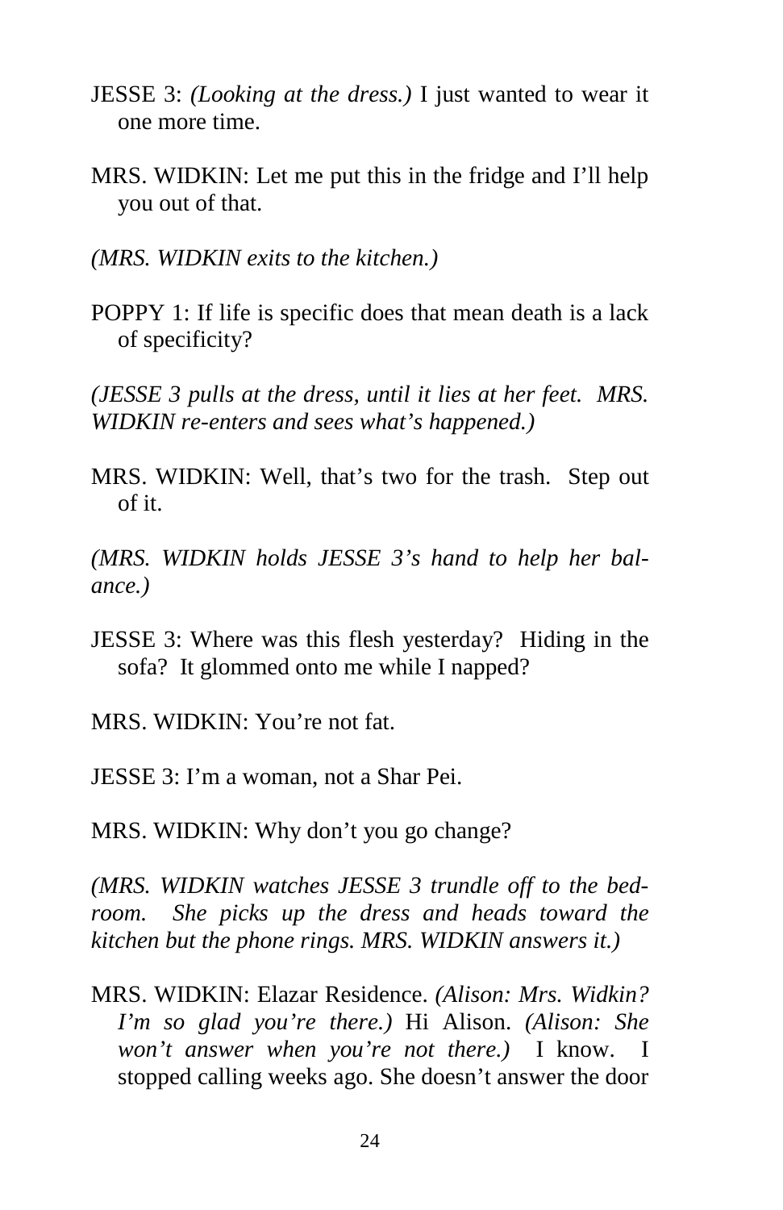JESSE 3: *(Looking at the dress.)* I just wanted to wear it one more time.

MRS. WIDKIN: Let me put this in the fridge and I'll help you out of that.

*(MRS. WIDKIN exits to the kitchen.)*

POPPY 1: If life is specific does that mean death is a lack of specificity?

*(JESSE 3 pulls at the dress, until it lies at her feet. MRS. WIDKIN re-enters and sees what's happened.)*

MRS. WIDKIN: Well, that's two for the trash. Step out of it.

*(MRS. WIDKIN holds JESSE 3's hand to help her balance.)*

JESSE 3: Where was this flesh yesterday? Hiding in the sofa? It glommed onto me while I napped?

MRS. WIDKIN: You're not fat.

JESSE 3: I'm a woman, not a Shar Pei.

MRS. WIDKIN: Why don't you go change?

*(MRS. WIDKIN watches JESSE 3 trundle off to the bedroom. She picks up the dress and heads toward the kitchen but the phone rings. MRS. WIDKIN answers it.)*

MRS. WIDKIN: Elazar Residence. *(Alison: Mrs. Widkin? I'm so glad you're there.)* Hi Alison. *(Alison: She won't answer when you're not there.)* I know. I stopped calling weeks ago. She doesn't answer the door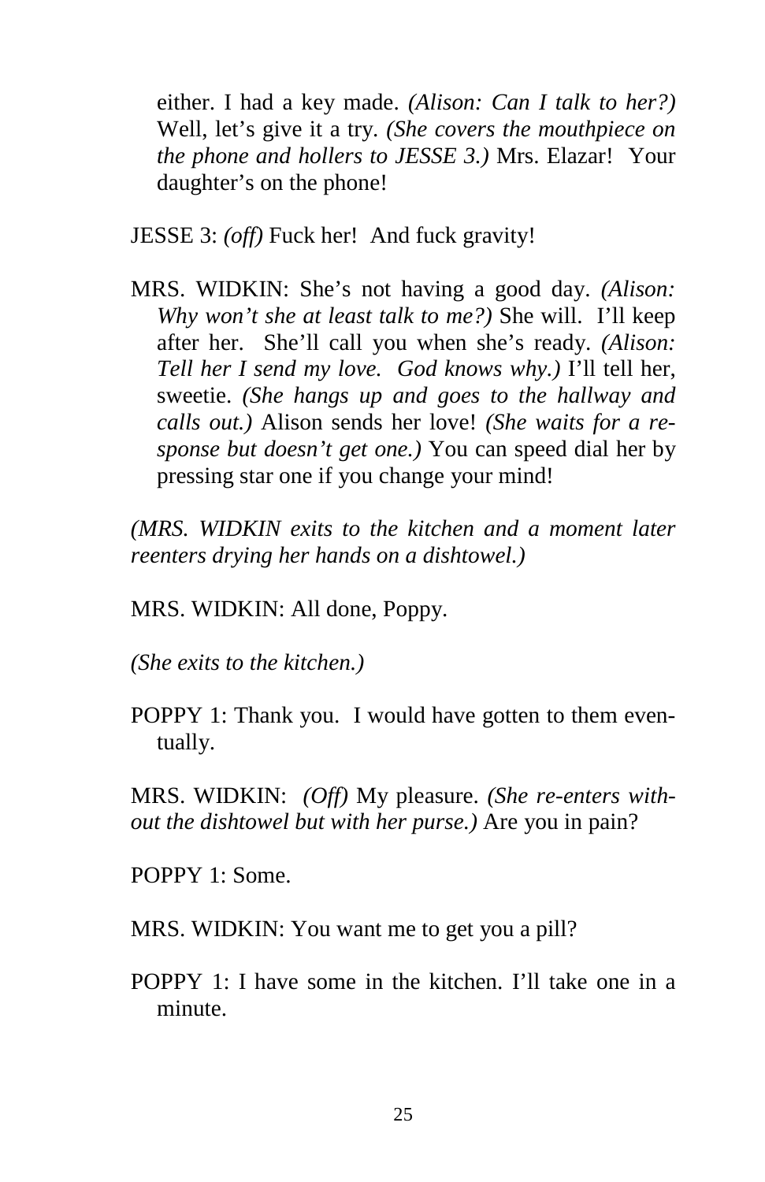either. I had a key made. *(Alison: Can I talk to her?)* Well, let's give it a try. *(She covers the mouthpiece on the phone and hollers to JESSE 3.)* Mrs. Elazar! Your daughter's on the phone!

JESSE 3: *(off)* Fuck her! And fuck gravity!

MRS. WIDKIN: She's not having a good day. *(Alison: Why won't she at least talk to me?)* She will. I'll keep after her. She'll call you when she's ready. *(Alison: Tell her I send my love. God knows why.)* I'll tell her, sweetie. *(She hangs up and goes to the hallway and calls out.)* Alison sends her love! *(She waits for a response but doesn't get one.)* You can speed dial her by pressing star one if you change your mind!

*(MRS. WIDKIN exits to the kitchen and a moment later reenters drying her hands on a dishtowel.)*

MRS. WIDKIN: All done, Poppy.

*(She exits to the kitchen.)*

POPPY 1: Thank you. I would have gotten to them eventually.

MRS. WIDKIN: *(Off)* My pleasure. *(She re-enters without the dishtowel but with her purse.)* Are you in pain?

POPPY 1: Some.

MRS. WIDKIN: You want me to get you a pill?

POPPY 1: I have some in the kitchen. I'll take one in a minute.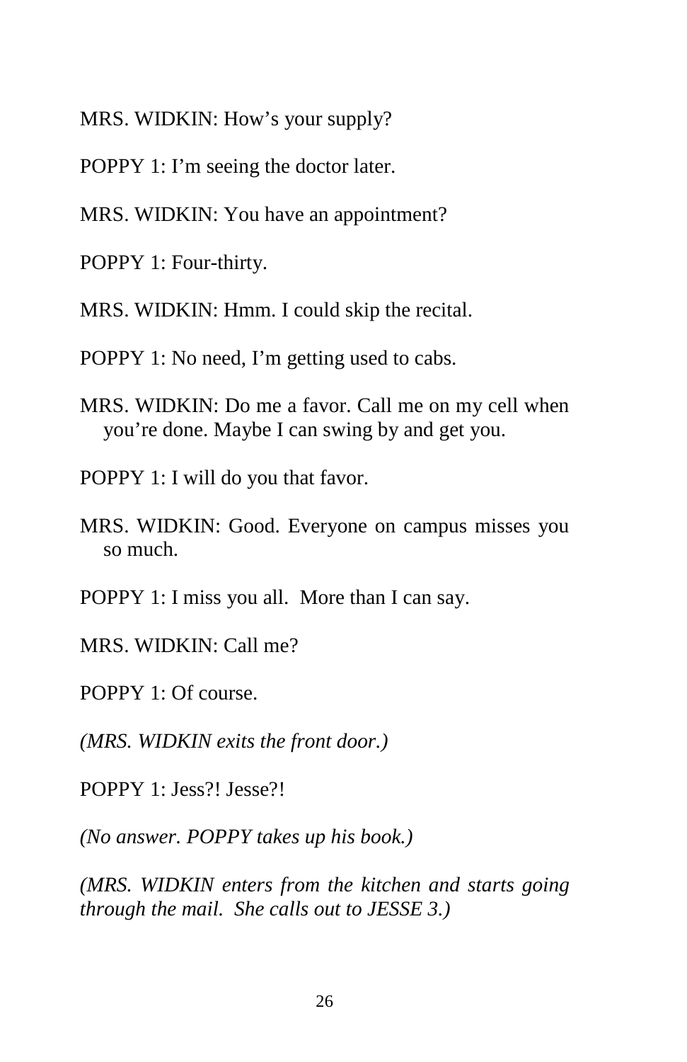MRS. WIDKIN: How's your supply?

POPPY 1: I'm seeing the doctor later.

MRS. WIDKIN: You have an appointment?

POPPY 1: Four-thirty.

MRS. WIDKIN: Hmm. I could skip the recital.

POPPY 1: No need, I'm getting used to cabs.

MRS. WIDKIN: Do me a favor. Call me on my cell when you're done. Maybe I can swing by and get you.

POPPY 1: I will do you that favor.

MRS. WIDKIN: Good. Everyone on campus misses you so much.

POPPY 1: I miss you all. More than I can say.

MRS. WIDKIN: Call me?

POPPY 1: Of course.

*(MRS. WIDKIN exits the front door.)*

POPPY 1: Jess?! Jesse?!

*(No answer. POPPY takes up his book.)*

*(MRS. WIDKIN enters from the kitchen and starts going through the mail. She calls out to JESSE 3.)*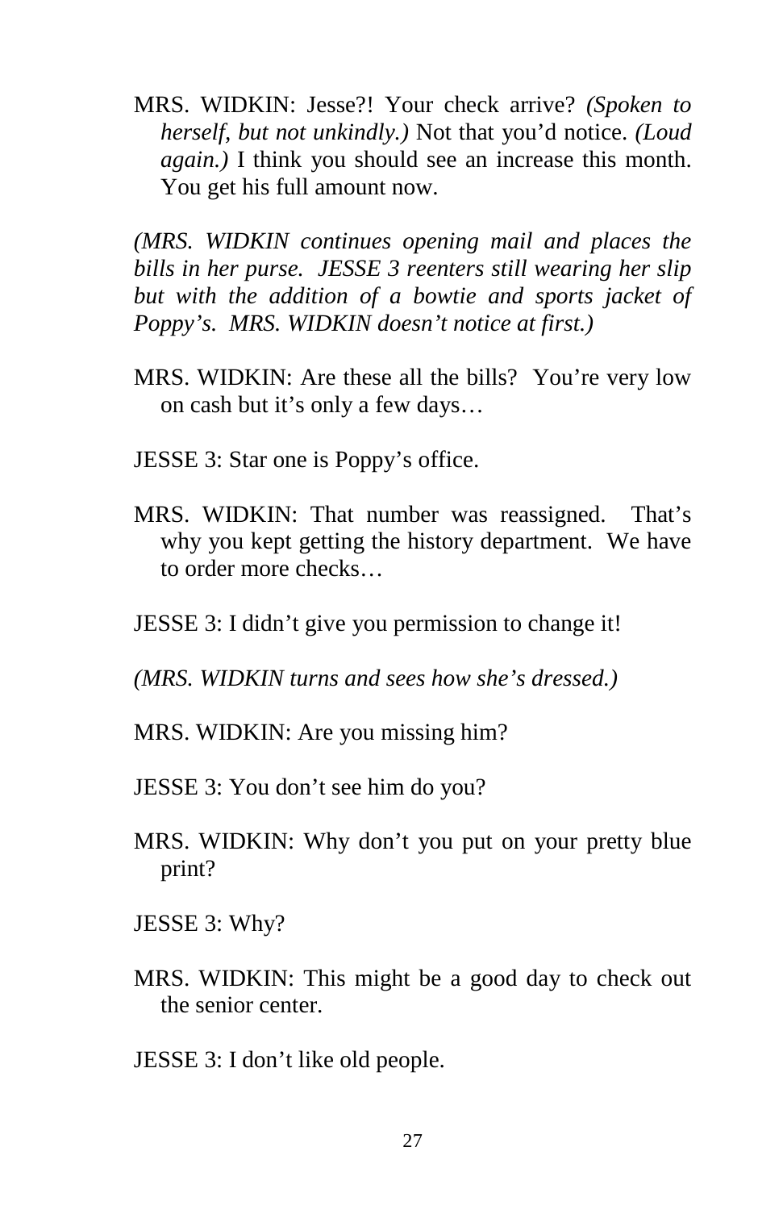MRS. WIDKIN: Jesse?! Your check arrive? *(Spoken to herself, but not unkindly.)* Not that you'd notice. *(Loud again.)* I think you should see an increase this month. You get his full amount now.

*(MRS. WIDKIN continues opening mail and places the bills in her purse. JESSE 3 reenters still wearing her slip but with the addition of a bowtie and sports jacket of Poppy's. MRS. WIDKIN doesn't notice at first.)*

MRS. WIDKIN: Are these all the bills? You're very low on cash but it's only a few days…

JESSE 3: Star one is Poppy's office.

MRS. WIDKIN: That number was reassigned. That's why you kept getting the history department. We have to order more checks…

JESSE 3: I didn't give you permission to change it!

*(MRS. WIDKIN turns and sees how she's dressed.)*

MRS. WIDKIN: Are you missing him?

JESSE 3: You don't see him do you?

MRS. WIDKIN: Why don't you put on your pretty blue print?

JESSE 3: Why?

MRS. WIDKIN: This might be a good day to check out the senior center.

JESSE 3: I don't like old people.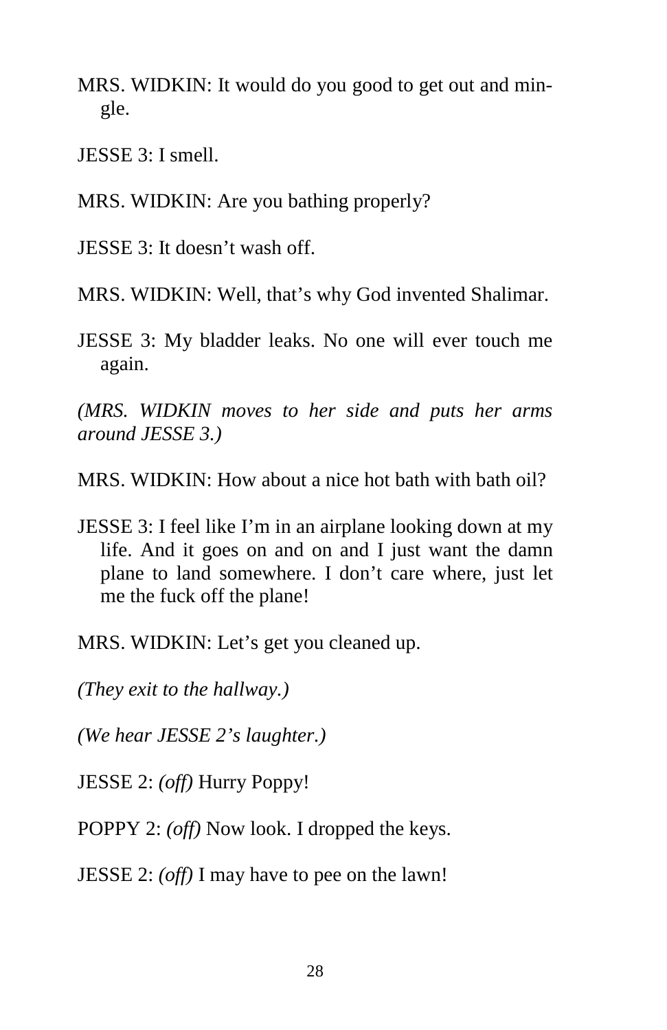MRS. WIDKIN: It would do you good to get out and mingle.

JESSE 3: I smell.

MRS. WIDKIN: Are you bathing properly?

JESSE 3: It doesn't wash off.

MRS. WIDKIN: Well, that's why God invented Shalimar.

JESSE 3: My bladder leaks. No one will ever touch me again.

*(MRS. WIDKIN moves to her side and puts her arms around JESSE 3.)*

MRS. WIDKIN: How about a nice hot bath with bath oil?

JESSE 3: I feel like I'm in an airplane looking down at my life. And it goes on and on and I just want the damn plane to land somewhere. I don't care where, just let me the fuck off the plane!

MRS. WIDKIN: Let's get you cleaned up.

*(They exit to the hallway.)*

*(We hear JESSE 2's laughter.)*

JESSE 2: *(off)* Hurry Poppy!

POPPY 2: *(off)* Now look. I dropped the keys.

JESSE 2: *(off)* I may have to pee on the lawn!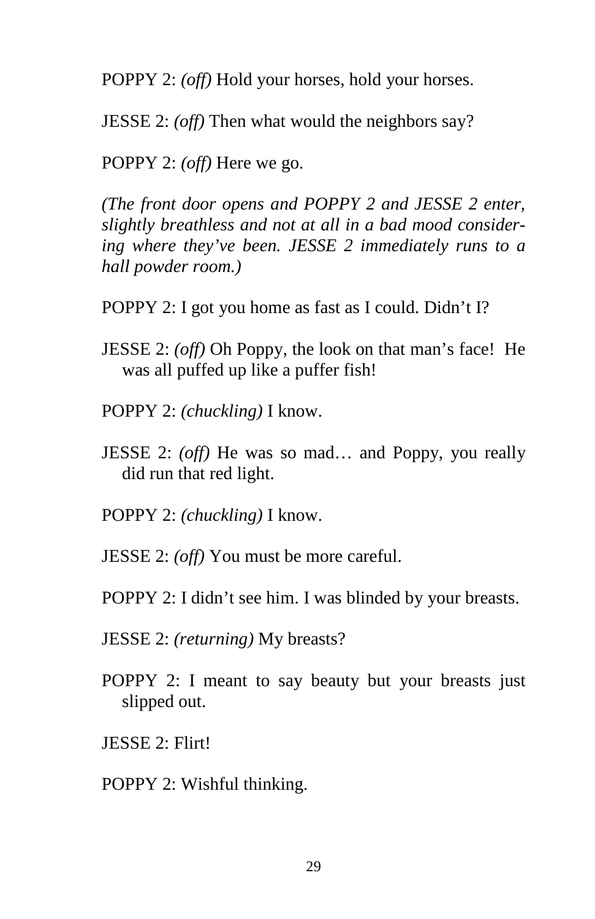POPPY 2: *(off)* Hold your horses, hold your horses.

JESSE 2: *(off)* Then what would the neighbors say?

POPPY 2: *(off)* Here we go.

*(The front door opens and POPPY 2 and JESSE 2 enter, slightly breathless and not at all in a bad mood considering where they've been. JESSE 2 immediately runs to a hall powder room.)*

POPPY 2: I got you home as fast as I could. Didn't I?

JESSE 2: *(off)* Oh Poppy, the look on that man's face! He was all puffed up like a puffer fish!

POPPY 2: *(chuckling)* I know.

JESSE 2: *(off)* He was so mad… and Poppy, you really did run that red light.

POPPY 2: *(chuckling)* I know.

JESSE 2: *(off)* You must be more careful.

POPPY 2: I didn't see him. I was blinded by your breasts.

JESSE 2: *(returning)* My breasts?

POPPY 2: I meant to say beauty but your breasts just slipped out.

JESSE 2: Flirt!

POPPY 2: Wishful thinking.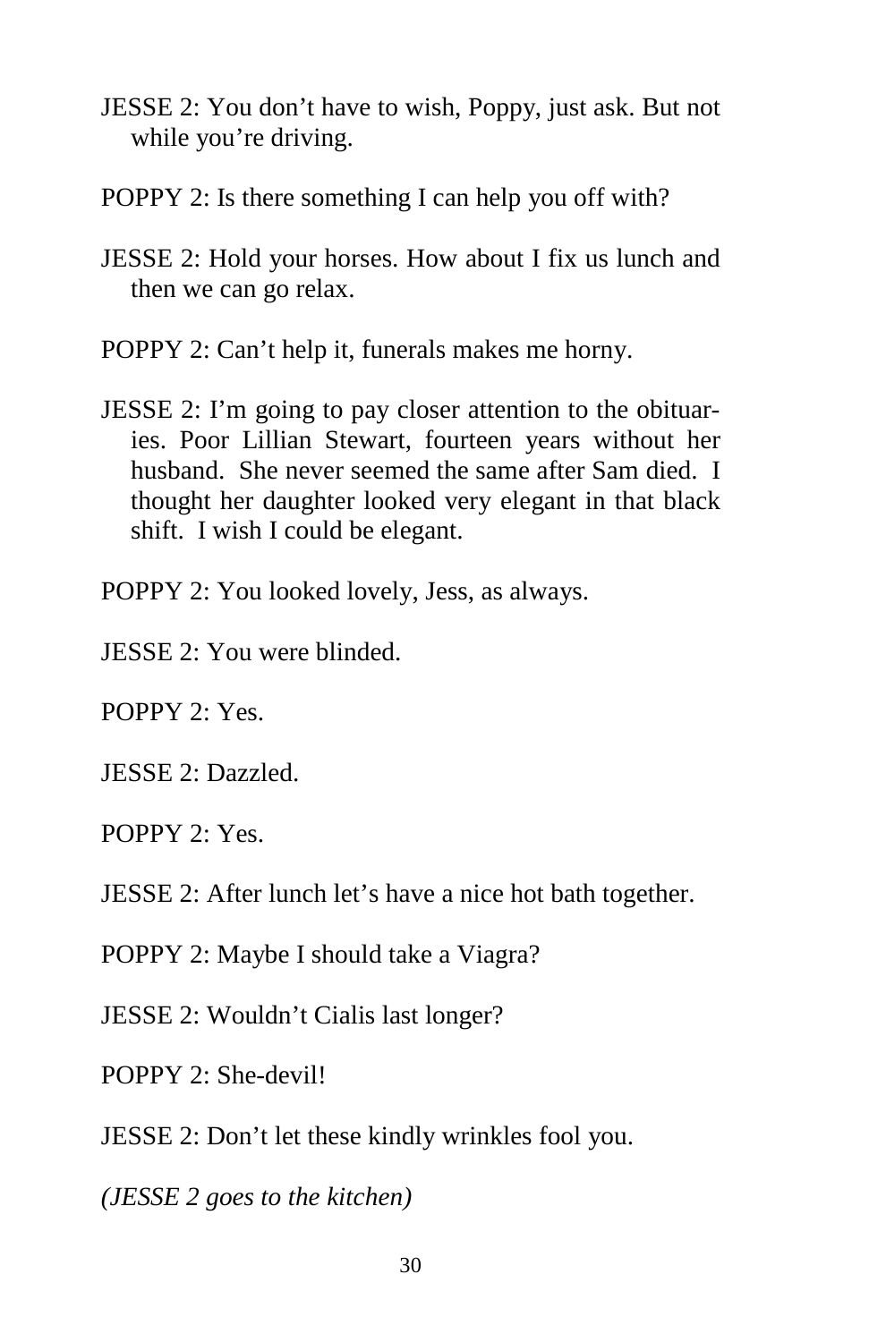JESSE 2: You don't have to wish, Poppy, just ask. But not while you're driving.

POPPY 2: Is there something I can help you off with?

JESSE 2: Hold your horses. How about I fix us lunch and then we can go relax.

POPPY 2: Can't help it, funerals makes me horny.

JESSE 2: I'm going to pay closer attention to the obituaries. Poor Lillian Stewart, fourteen years without her husband. She never seemed the same after Sam died. I thought her daughter looked very elegant in that black shift. I wish I could be elegant.

POPPY 2: You looked lovely, Jess, as always.

JESSE 2: You were blinded.

POPPY 2: Yes.

JESSE 2: Dazzled.

POPPY 2: Yes.

JESSE 2: After lunch let's have a nice hot bath together.

POPPY 2: Maybe I should take a Viagra?

JESSE 2: Wouldn't Cialis last longer?

POPPY 2: She-devil!

JESSE 2: Don't let these kindly wrinkles fool you.

*(JESSE 2 goes to the kitchen)*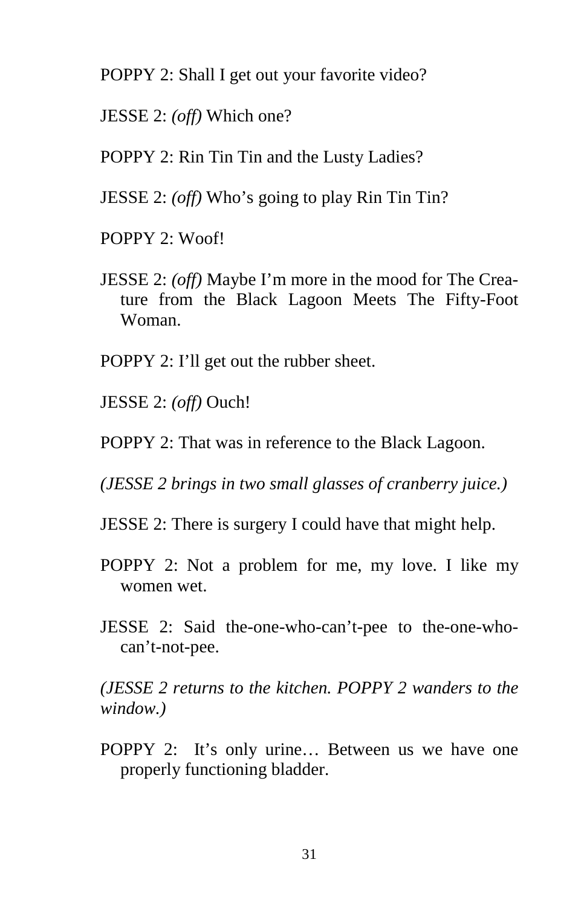POPPY 2: Shall I get out your favorite video?

JESSE 2: *(off)* Which one?

POPPY 2: Rin Tin Tin and the Lusty Ladies?

JESSE 2: *(off)* Who's going to play Rin Tin Tin?

POPPY 2: Woof!

JESSE 2: *(off)* Maybe I'm more in the mood for The Creature from the Black Lagoon Meets The Fifty-Foot Woman.

POPPY 2: I'll get out the rubber sheet.

JESSE 2: *(off)* Ouch!

POPPY 2: That was in reference to the Black Lagoon.

*(JESSE 2 brings in two small glasses of cranberry juice.)*

JESSE 2: There is surgery I could have that might help.

POPPY 2: Not a problem for me, my love. I like my women wet.

JESSE 2: Said the-one-who-can't-pee to the-one-who-can't-not-pee.

*(JESSE 2 returns to the kitchen. POPPY 2 wanders to the window.)*

POPPY 2: It's only urine… Between us we have one properly functioning bladder.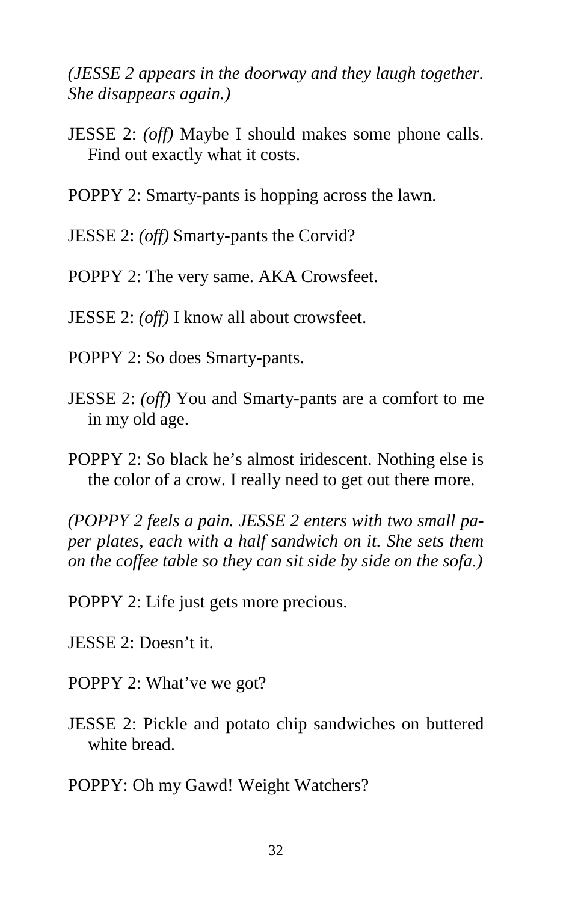*(JESSE 2 appears in the doorway and they laugh together. She disappears again.)*

JESSE 2: *(off)* Maybe I should makes some phone calls. Find out exactly what it costs.

POPPY 2: Smarty-pants is hopping across the lawn.

JESSE 2: *(off)* Smarty-pants the Corvid?

POPPY 2: The very same. AKA Crowsfeet.

JESSE 2: *(off)* I know all about crowsfeet.

POPPY 2: So does Smarty-pants.

JESSE 2: *(off)* You and Smarty-pants are a comfort to me in my old age.

POPPY 2: So black he's almost iridescent. Nothing else is the color of a crow. I really need to get out there more.

*(POPPY 2 feels a pain. JESSE 2 enters with two small paper plates, each with a half sandwich on it. She sets them on the coffee table so they can sit side by side on the sofa.)*

POPPY 2: Life just gets more precious.

JESSE 2: Doesn't it.

POPPY 2: What've we got?

JESSE 2: Pickle and potato chip sandwiches on buttered white bread.

POPPY: Oh my Gawd! Weight Watchers?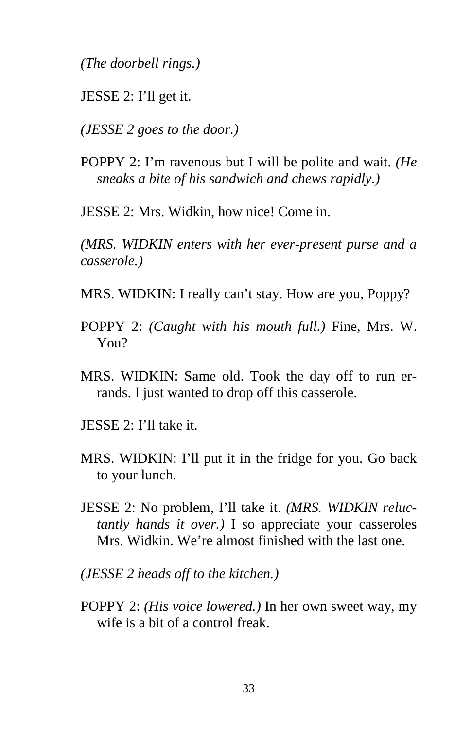*(The doorbell rings.)*

JESSE 2: I'll get it.

*(JESSE 2 goes to the door.)*

POPPY 2: I'm ravenous but I will be polite and wait. *(He sneaks a bite of his sandwich and chews rapidly.)*

JESSE 2: Mrs. Widkin, how nice! Come in.

*(MRS. WIDKIN enters with her ever-present purse and a casserole.)*

MRS. WIDKIN: I really can't stay. How are you, Poppy?

POPPY 2: *(Caught with his mouth full.)* Fine, Mrs. W. You?

MRS. WIDKIN: Same old. Took the day off to run errands. I just wanted to drop off this casserole.

JESSE 2: I'll take it.

MRS. WIDKIN: I'll put it in the fridge for you. Go back to your lunch.

JESSE 2: No problem, I'll take it. *(MRS. WIDKIN reluctantly hands it over.)* I so appreciate your casseroles Mrs. Widkin. We're almost finished with the last one.

*(JESSE 2 heads off to the kitchen.)*

POPPY 2: *(His voice lowered.)* In her own sweet way, my wife is a bit of a control freak.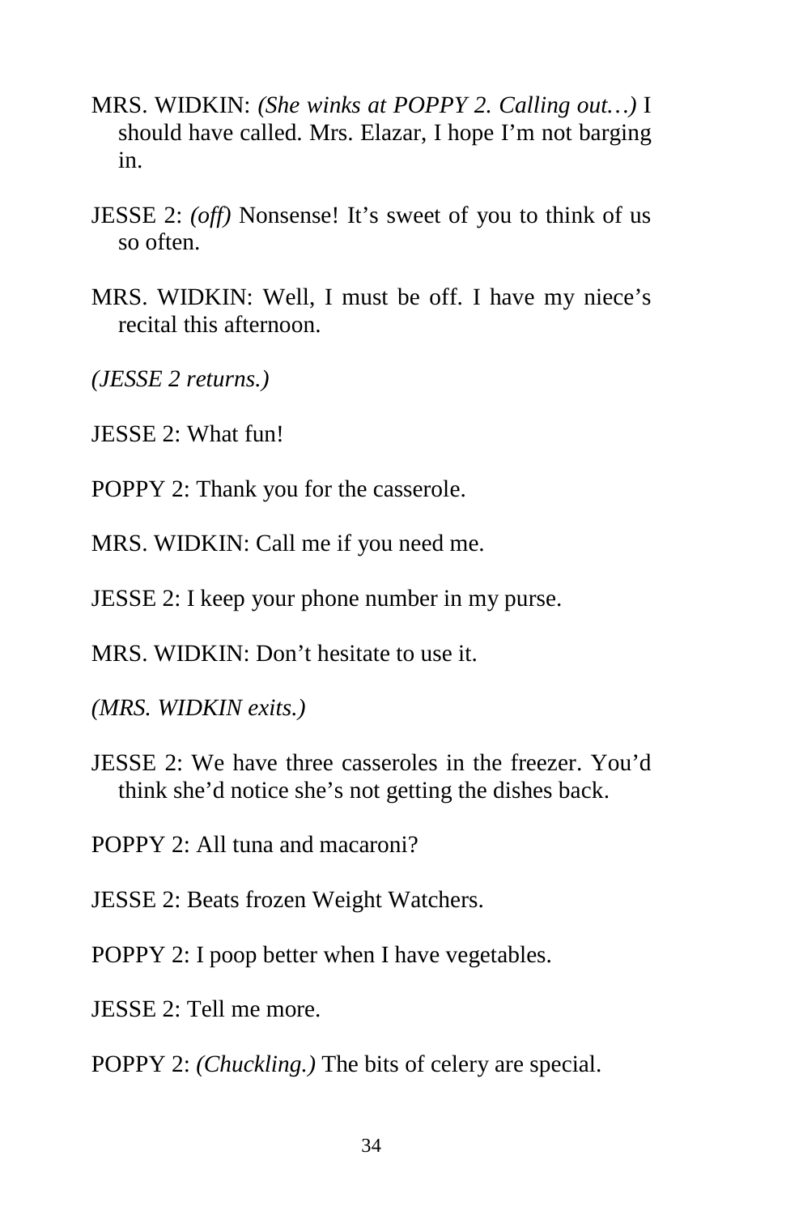MRS. WIDKIN: *(She winks at POPPY 2. Calling out…)* I should have called. Mrs. Elazar, I hope I'm not barging in.

JESSE 2: *(off)* Nonsense! It's sweet of you to think of us so often.

MRS. WIDKIN: Well, I must be off. I have my niece's recital this afternoon.

*(JESSE 2 returns.)*

JESSE 2: What fun!

POPPY 2: Thank you for the casserole.

MRS. WIDKIN: Call me if you need me.

JESSE 2: I keep your phone number in my purse.

MRS. WIDKIN: Don't hesitate to use it.

*(MRS. WIDKIN exits.)*

JESSE 2: We have three casseroles in the freezer. You'd think she'd notice she's not getting the dishes back.

POPPY 2: All tuna and macaroni?

JESSE 2: Beats frozen Weight Watchers.

POPPY 2: I poop better when I have vegetables.

JESSE 2: Tell me more.

POPPY 2: *(Chuckling.)* The bits of celery are special.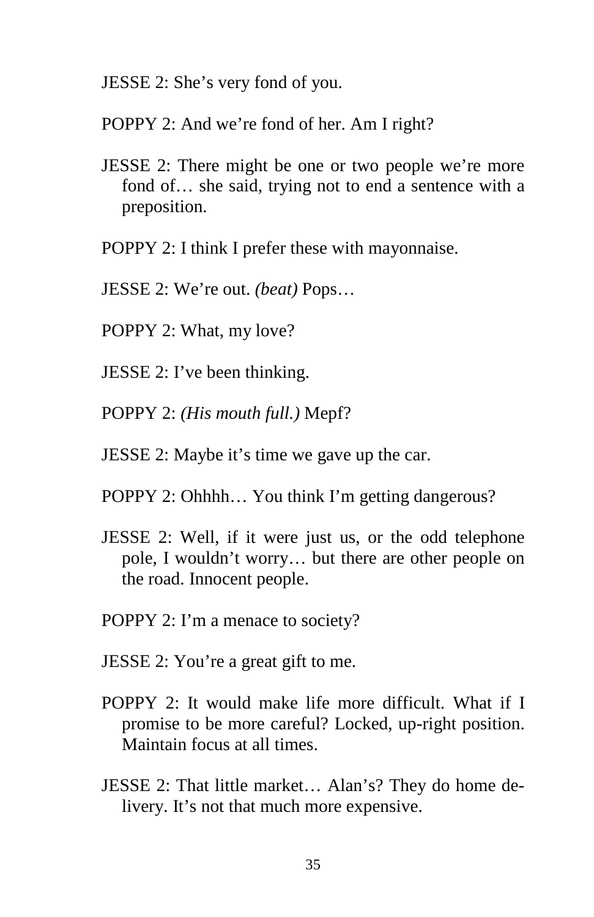JESSE 2: She's very fond of you.

POPPY 2: And we're fond of her. Am I right?

JESSE 2: There might be one or two people we're more fond of… she said, trying not to end a sentence with a preposition.

POPPY 2: I think I prefer these with mayonnaise.

JESSE 2: We're out. *(beat)* Pops…

POPPY 2: What, my love?

JESSE 2: I've been thinking.

POPPY 2: *(His mouth full.)* Mepf?

JESSE 2: Maybe it's time we gave up the car.

POPPY 2: Ohhhh… You think I'm getting dangerous?

JESSE 2: Well, if it were just us, or the odd telephone pole, I wouldn't worry… but there are other people on the road. Innocent people.

POPPY 2: I'm a menace to society?

JESSE 2: You're a great gift to me.

POPPY 2: It would make life more difficult. What if I promise to be more careful? Locked, up-right position. Maintain focus at all times.

JESSE 2: That little market… Alan's? They do home delivery. It's not that much more expensive.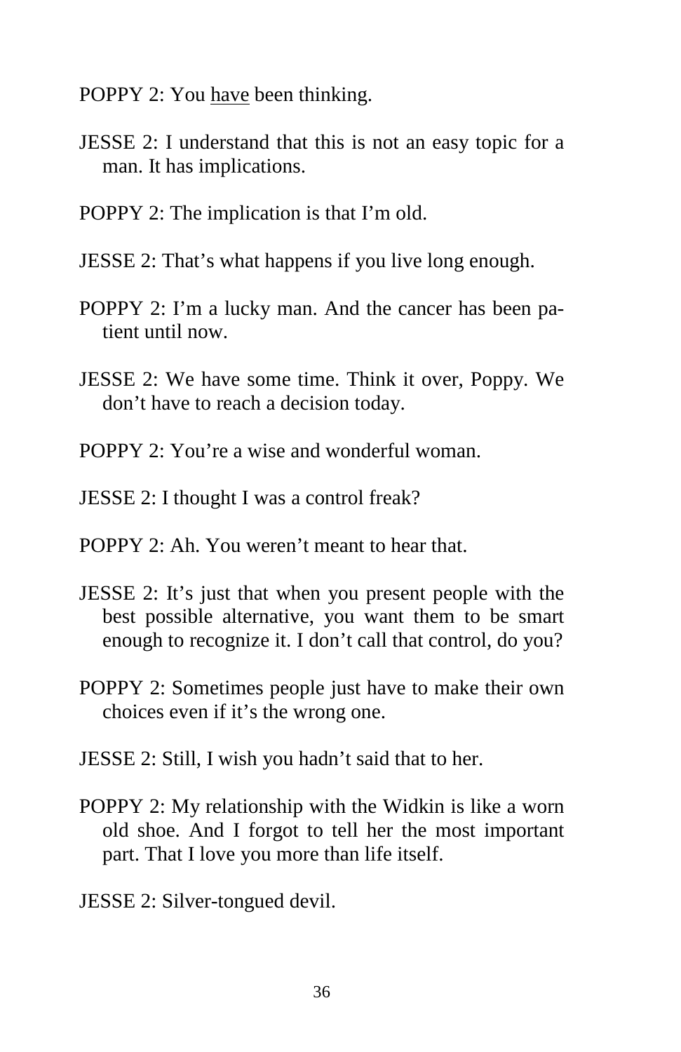POPPY 2: You <u>have</u> been thinking.

JESSE 2: I understand that this is not an easy topic for a man. It has implications.

POPPY 2: The implication is that I'm old.

JESSE 2: That's what happens if you live long enough.

POPPY 2: I'm a lucky man. And the cancer has been patient until now.

JESSE 2: We have some time. Think it over, Poppy. We don't have to reach a decision today.

POPPY 2: You're a wise and wonderful woman.

JESSE 2: I thought I was a control freak?

POPPY 2: Ah. You weren't meant to hear that.

JESSE 2: It's just that when you present people with the best possible alternative, you want them to be smart enough to recognize it. I don't call that control, do you?

POPPY 2: Sometimes people just have to make their own choices even if it's the wrong one.

JESSE 2: Still, I wish you hadn't said that to her.

POPPY 2: My relationship with the Widkin is like a worn old shoe. And I forgot to tell her the most important part. That I love you more than life itself.

JESSE 2: Silver-tongued devil.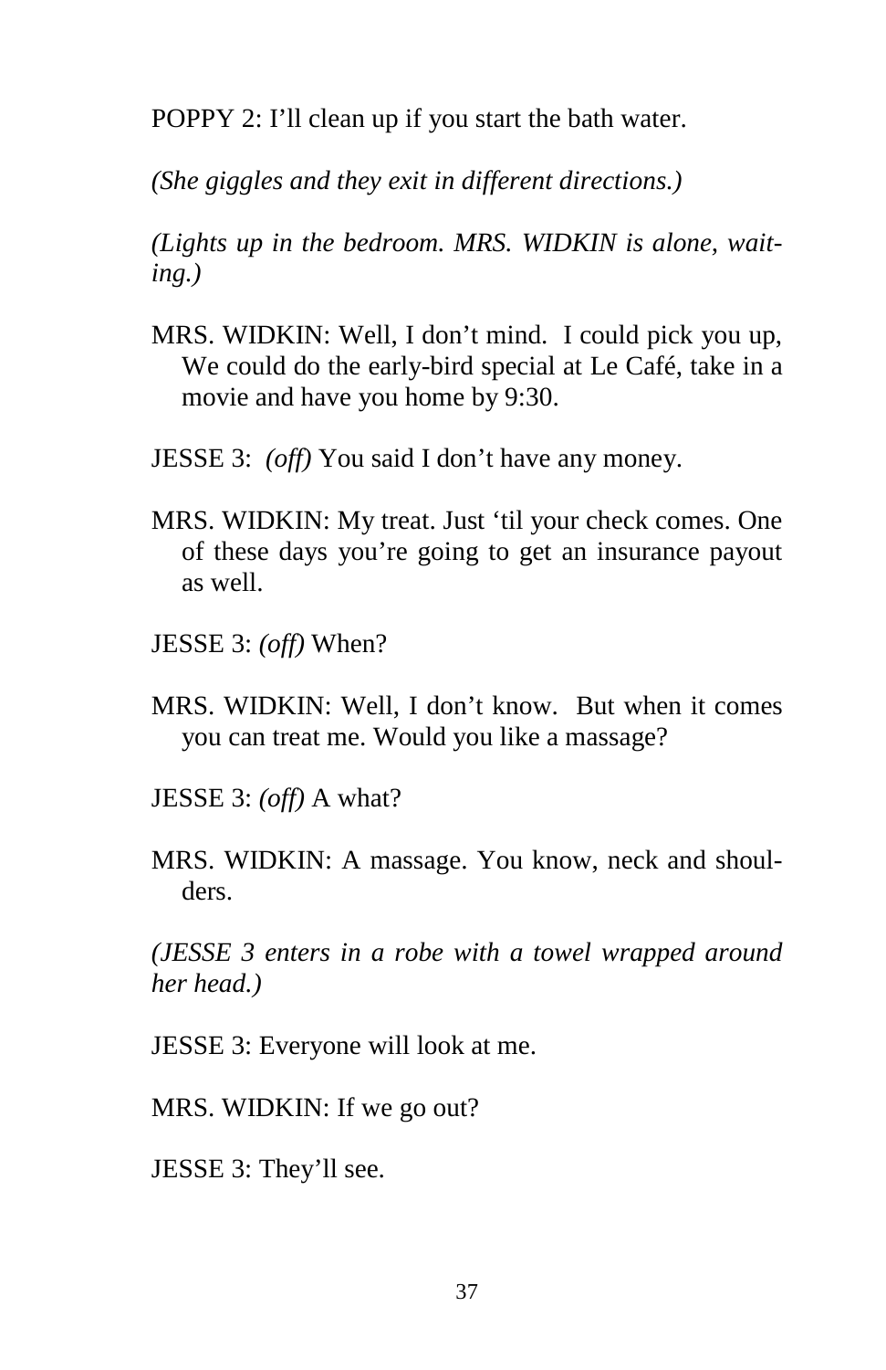POPPY 2: I'll clean up if you start the bath water.

*(She giggles and they exit in different directions.)*

*(Lights up in the bedroom. MRS. WIDKIN is alone, waiting.)*

MRS. WIDKIN: Well, I don't mind. I could pick you up, We could do the early-bird special at Le Café, take in a movie and have you home by 9:30.

JESSE 3: *(off)* You said I don't have any money.

MRS. WIDKIN: My treat. Just 'til your check comes. One of these days you're going to get an insurance payout as well.

JESSE 3: *(off)* When?

MRS. WIDKIN: Well, I don't know. But when it comes you can treat me. Would you like a massage?

JESSE 3: *(off)* A what?

MRS. WIDKIN: A massage. You know, neck and shoulders.

*(JESSE 3 enters in a robe with a towel wrapped around her head.)*

JESSE 3: Everyone will look at me.

MRS. WIDKIN: If we go out?

JESSE 3: They'll see.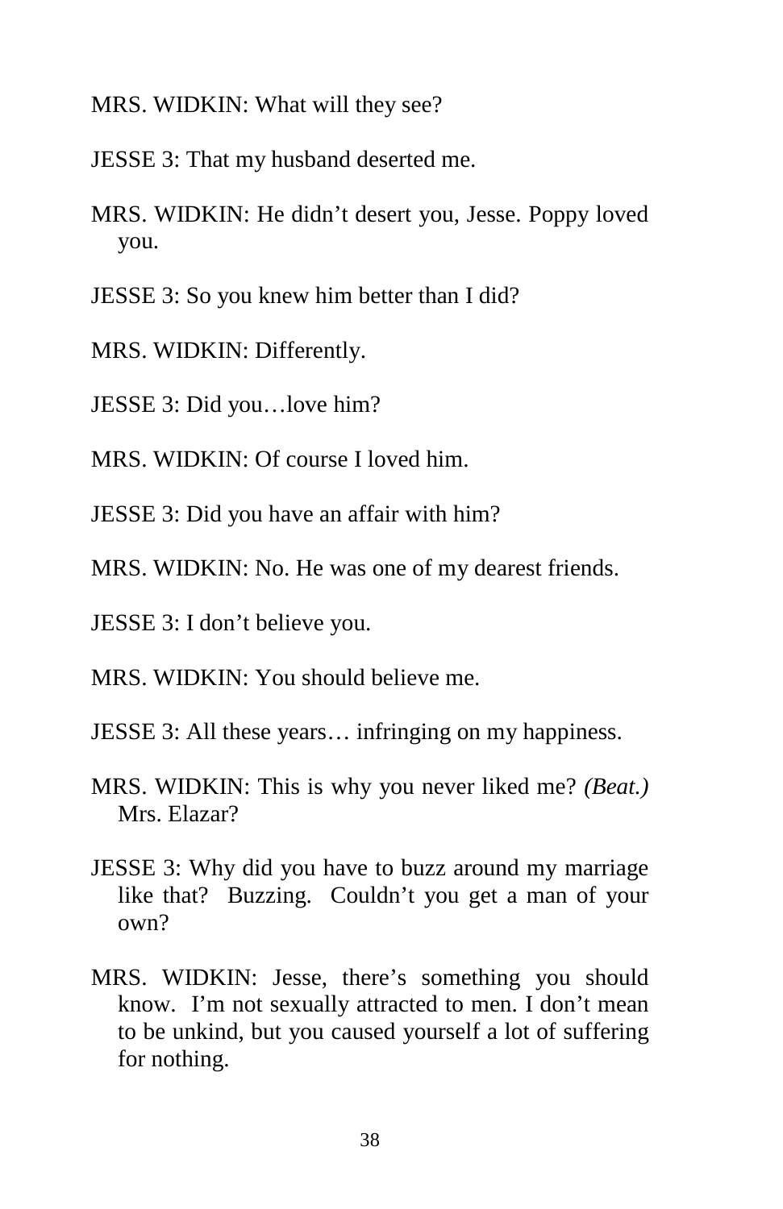MRS. WIDKIN: What will they see?

JESSE 3: That my husband deserted me.

MRS. WIDKIN: He didn't desert you, Jesse. Poppy loved you.

JESSE 3: So you knew him better than I did?

MRS. WIDKIN: Differently.

JESSE 3: Did you…love him?

MRS. WIDKIN: Of course I loved him.

JESSE 3: Did you have an affair with him?

MRS. WIDKIN: No. He was one of my dearest friends.

JESSE 3: I don't believe you.

MRS. WIDKIN: You should believe me.

JESSE 3: All these years… infringing on my happiness.

MRS. WIDKIN: This is why you never liked me? *(Beat.)* Mrs. Elazar?

JESSE 3: Why did you have to buzz around my marriage like that? Buzzing. Couldn't you get a man of your own?

MRS. WIDKIN: Jesse, there's something you should know. I'm not sexually attracted to men. I don't mean to be unkind, but you caused yourself a lot of suffering for nothing.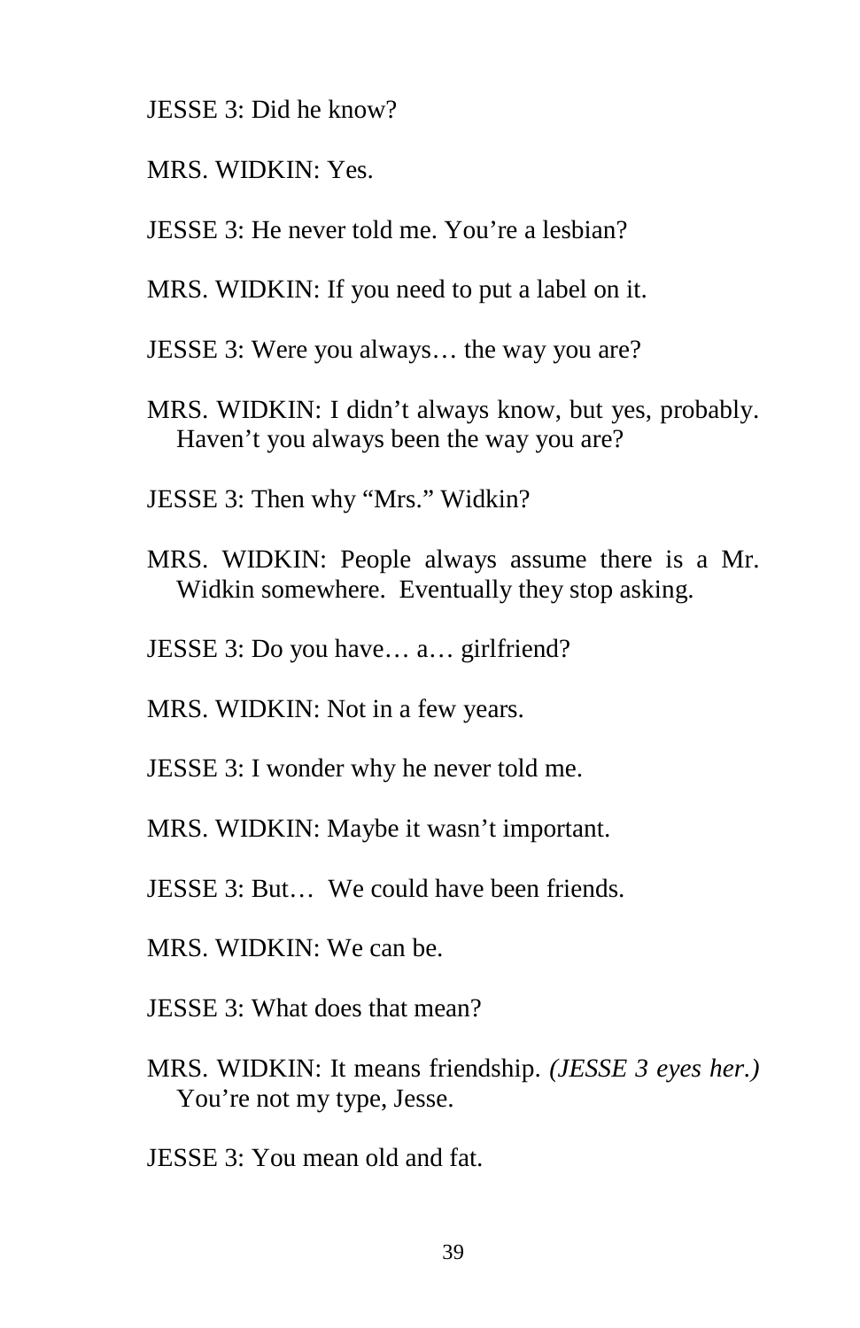JESSE 3: Did he know?

MRS. WIDKIN: Yes.

JESSE 3: He never told me. You're a lesbian?

MRS. WIDKIN: If you need to put a label on it.

JESSE 3: Were you always… the way you are?

MRS. WIDKIN: I didn't always know, but yes, probably. Haven't you always been the way you are?

JESSE 3: Then why "Mrs." Widkin?

MRS. WIDKIN: People always assume there is a Mr. Widkin somewhere. Eventually they stop asking.

JESSE 3: Do you have… a… girlfriend?

MRS. WIDKIN: Not in a few years.

JESSE 3: I wonder why he never told me.

MRS. WIDKIN: Maybe it wasn't important.

JESSE 3: But… We could have been friends.

MRS. WIDKIN: We can be.

JESSE 3: What does that mean?

MRS. WIDKIN: It means friendship. *(JESSE 3 eyes her.)* You're not my type, Jesse.

JESSE 3: You mean old and fat.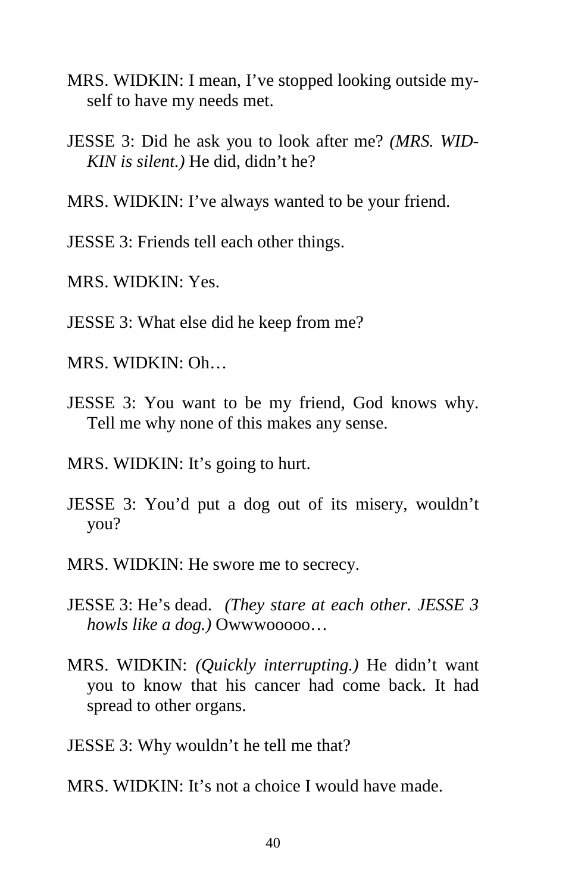MRS. WIDKIN: I mean, I've stopped looking outside myself to have my needs met.

JESSE 3: Did he ask you to look after me? *(MRS. WIDKIN is silent.)* He did, didn't he?

MRS. WIDKIN: I've always wanted to be your friend.

JESSE 3: Friends tell each other things.

MRS. WIDKIN: Yes.

JESSE 3: What else did he keep from me?

MRS. WIDKIN: Oh…

JESSE 3: You want to be my friend, God knows why. Tell me why none of this makes any sense.

MRS. WIDKIN: It's going to hurt.

JESSE 3: You'd put a dog out of its misery, wouldn't you?

MRS. WIDKIN: He swore me to secrecy.

JESSE 3: He's dead. *(They stare at each other. JESSE 3 howls like a dog.)* Owwwooooo…

MRS. WIDKIN: *(Quickly interrupting.)* He didn't want you to know that his cancer had come back. It had spread to other organs.

JESSE 3: Why wouldn't he tell me that?

MRS. WIDKIN: It's not a choice I would have made.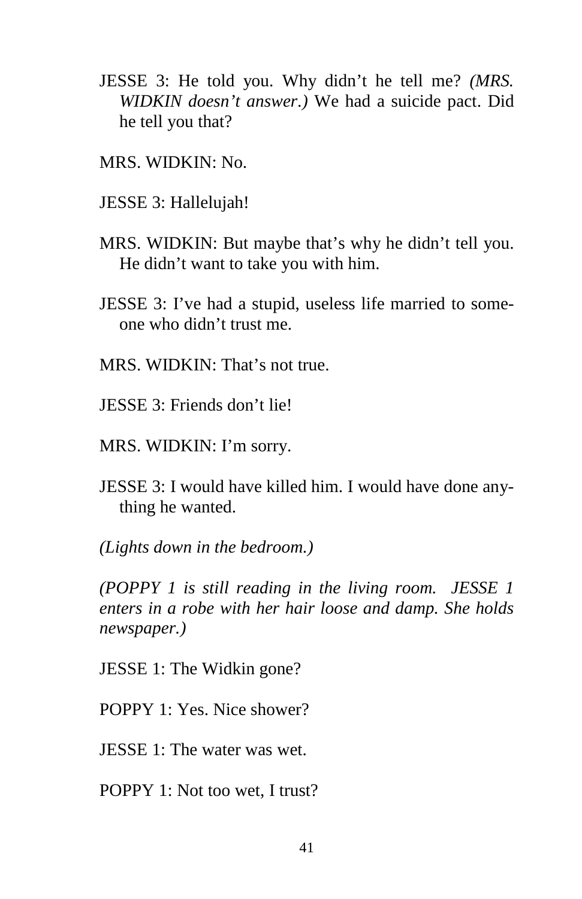JESSE 3: He told you. Why didn't he tell me? *(MRS. WIDKIN doesn't answer.)* We had a suicide pact. Did he tell you that?

MRS. WIDKIN: No.

JESSE 3: Hallelujah!

MRS. WIDKIN: But maybe that's why he didn't tell you. He didn't want to take you with him.

JESSE 3: I've had a stupid, useless life married to someone who didn't trust me.

MRS. WIDKIN: That's not true.

JESSE 3: Friends don't lie!

MRS. WIDKIN: I'm sorry.

JESSE 3: I would have killed him. I would have done anything he wanted.

*(Lights down in the bedroom.)*

*(POPPY 1 is still reading in the living room. JESSE 1 enters in a robe with her hair loose and damp. She holds newspaper.)*

JESSE 1: The Widkin gone?

POPPY 1: Yes. Nice shower?

JESSE 1: The water was wet.

POPPY 1: Not too wet, I trust?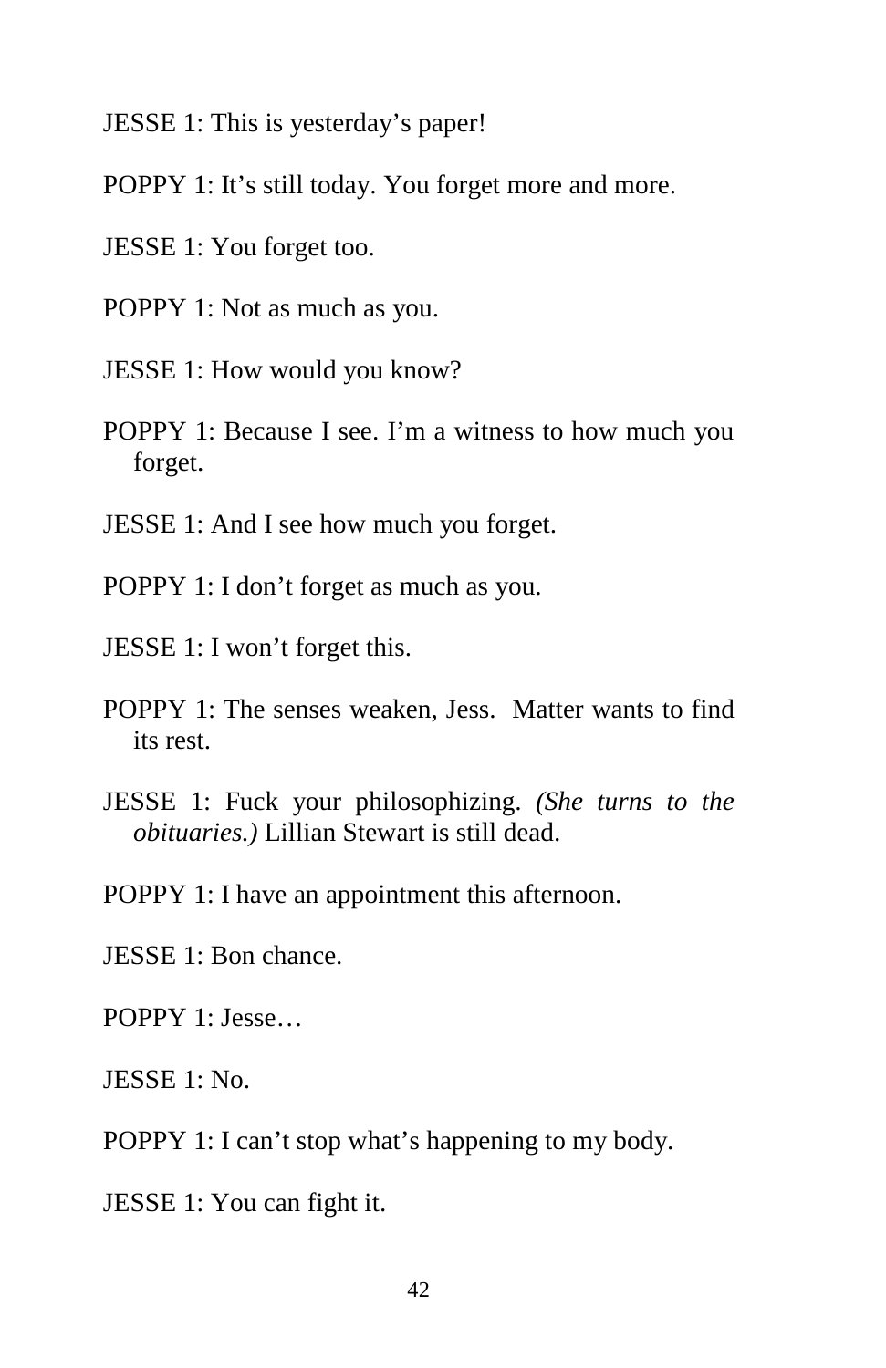JESSE 1: This is yesterday's paper!

POPPY 1: It's still today. You forget more and more.

JESSE 1: You forget too.

POPPY 1: Not as much as you.

JESSE 1: How would you know?

POPPY 1: Because I see. I'm a witness to how much you forget.

JESSE 1: And I see how much you forget.

POPPY 1: I don't forget as much as you.

JESSE 1: I won't forget this.

POPPY 1: The senses weaken, Jess. Matter wants to find its rest.

JESSE 1: Fuck your philosophizing. *(She turns to the obituaries.)* Lillian Stewart is still dead.

POPPY 1: I have an appointment this afternoon.

JESSE 1: Bon chance.

POPPY 1: Jesse…

JESSE 1: No.

POPPY 1: I can't stop what's happening to my body.

JESSE 1: You can fight it.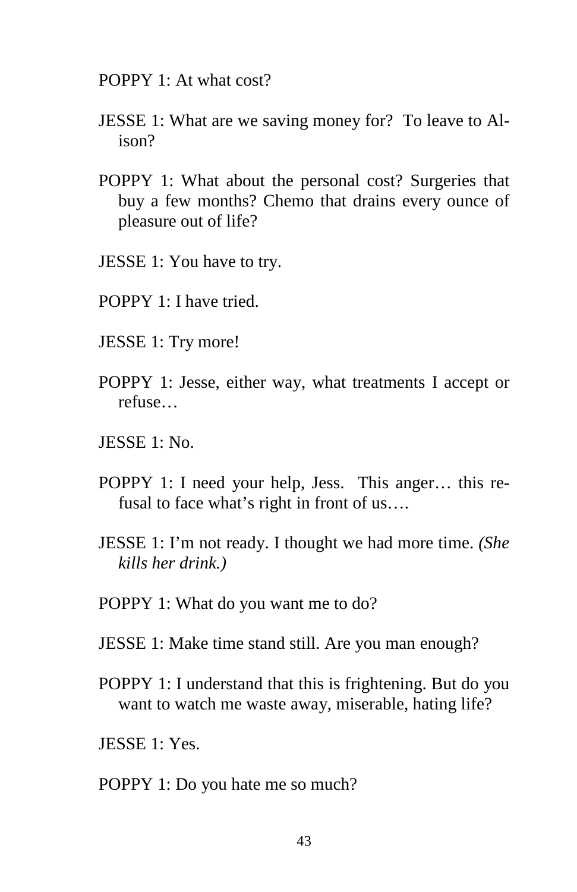POPPY 1: At what cost?

JESSE 1: What are we saving money for? To leave to Alison?

POPPY 1: What about the personal cost? Surgeries that buy a few months? Chemo that drains every ounce of pleasure out of life?

JESSE 1: You have to try.

POPPY 1: I have tried.

JESSE 1: Try more!

POPPY 1: Jesse, either way, what treatments I accept or refuse…

JESSE 1: No.

POPPY 1: I need your help, Jess. This anger… this refusal to face what's right in front of us….

JESSE 1: I'm not ready. I thought we had more time. *(She kills her drink.)*

POPPY 1: What do you want me to do?

JESSE 1: Make time stand still. Are you man enough?

POPPY 1: I understand that this is frightening. But do you want to watch me waste away, miserable, hating life?

JESSE 1: Yes.

POPPY 1: Do you hate me so much?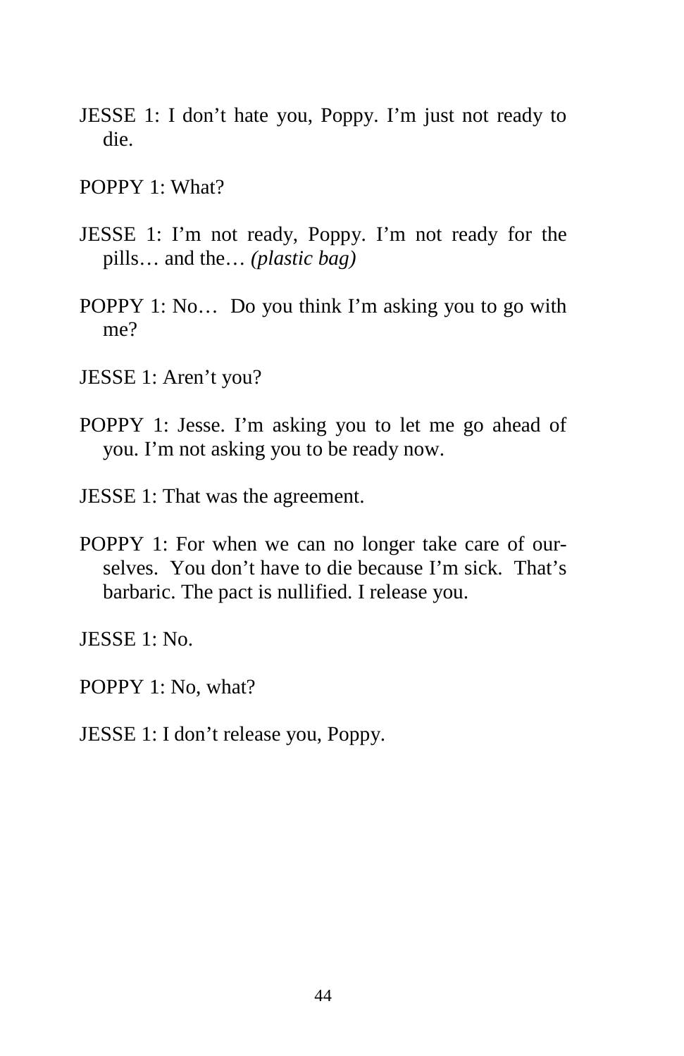JESSE 1: I don't hate you, Poppy. I'm just not ready to die.

POPPY 1: What?

JESSE 1: I'm not ready, Poppy. I'm not ready for the pills… and the… *(plastic bag)*

POPPY 1: No… Do you think I'm asking you to go with me?

JESSE 1: Aren't you?

POPPY 1: Jesse. I'm asking you to let me go ahead of you. I'm not asking you to be ready now.

JESSE 1: That was the agreement.

POPPY 1: For when we can no longer take care of ourselves. You don't have to die because I'm sick. That's barbaric. The pact is nullified. I release you.

JESSE 1: No.

POPPY 1: No, what?

JESSE 1: I don't release you, Poppy.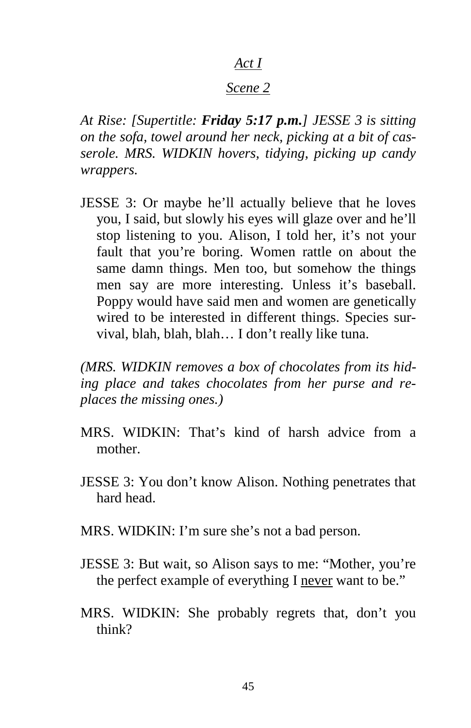*Act I*

*Scene 2*

*At Rise: [Supertitle: **Friday 5:17 p.m.**] JESSE 3 is sitting on the sofa, towel around her neck, picking at a bit of casserole. MRS. WIDKIN hovers, tidying, picking up candy wrappers.*

JESSE 3: Or maybe he'll actually believe that he loves you, I said, but slowly his eyes will glaze over and he'll stop listening to you. Alison, I told her, it's not your fault that you're boring. Women rattle on about the same damn things. Men too, but somehow the things men say are more interesting. Unless it's baseball. Poppy would have said men and women are genetically wired to be interested in different things. Species survival, blah, blah, blah… I don't really like tuna.

*(MRS. WIDKIN removes a box of chocolates from its hiding place and takes chocolates from her purse and replaces the missing ones.)*

MRS. WIDKIN: That's kind of harsh advice from a mother.

JESSE 3: You don't know Alison. Nothing penetrates that hard head.

MRS. WIDKIN: I'm sure she's not a bad person.

JESSE 3: But wait, so Alison says to me: "Mother, you're the perfect example of everything I <u>never</u> want to be."

MRS. WIDKIN: She probably regrets that, don't you think?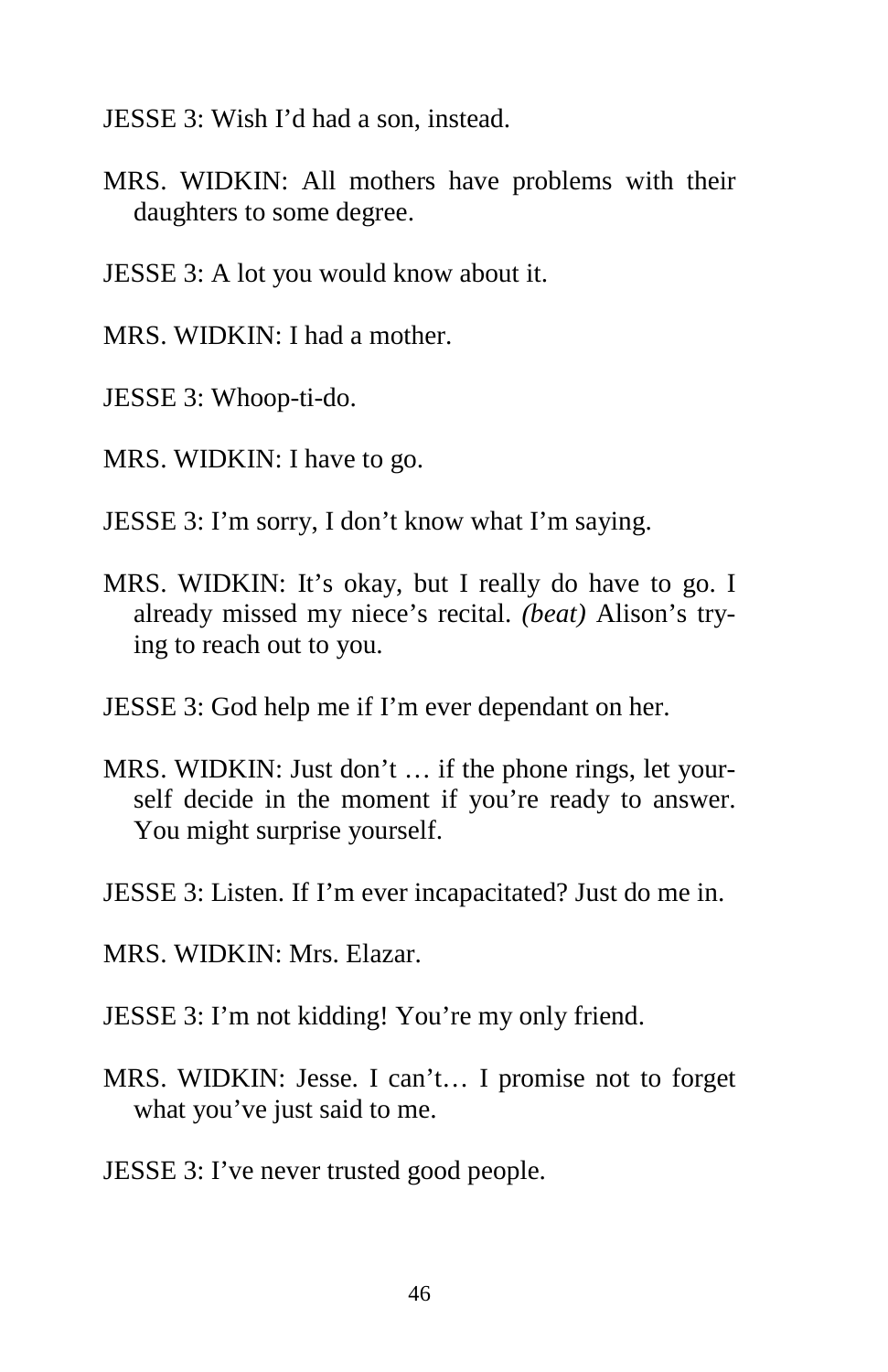JESSE 3: Wish I'd had a son, instead.

MRS. WIDKIN: All mothers have problems with their daughters to some degree.

JESSE 3: A lot you would know about it.

MRS. WIDKIN: I had a mother.

JESSE 3: Whoop-ti-do.

MRS. WIDKIN: I have to go.

JESSE 3: I'm sorry, I don't know what I'm saying.

MRS. WIDKIN: It's okay, but I really do have to go. I already missed my niece's recital. *(beat)* Alison's trying to reach out to you.

JESSE 3: God help me if I'm ever dependant on her.

MRS. WIDKIN: Just don't … if the phone rings, let yourself decide in the moment if you're ready to answer. You might surprise yourself.

JESSE 3: Listen. If I'm ever incapacitated? Just do me in.

MRS. WIDKIN: Mrs. Elazar.

JESSE 3: I'm not kidding! You're my only friend.

MRS. WIDKIN: Jesse. I can't… I promise not to forget what you've just said to me.

JESSE 3: I've never trusted good people.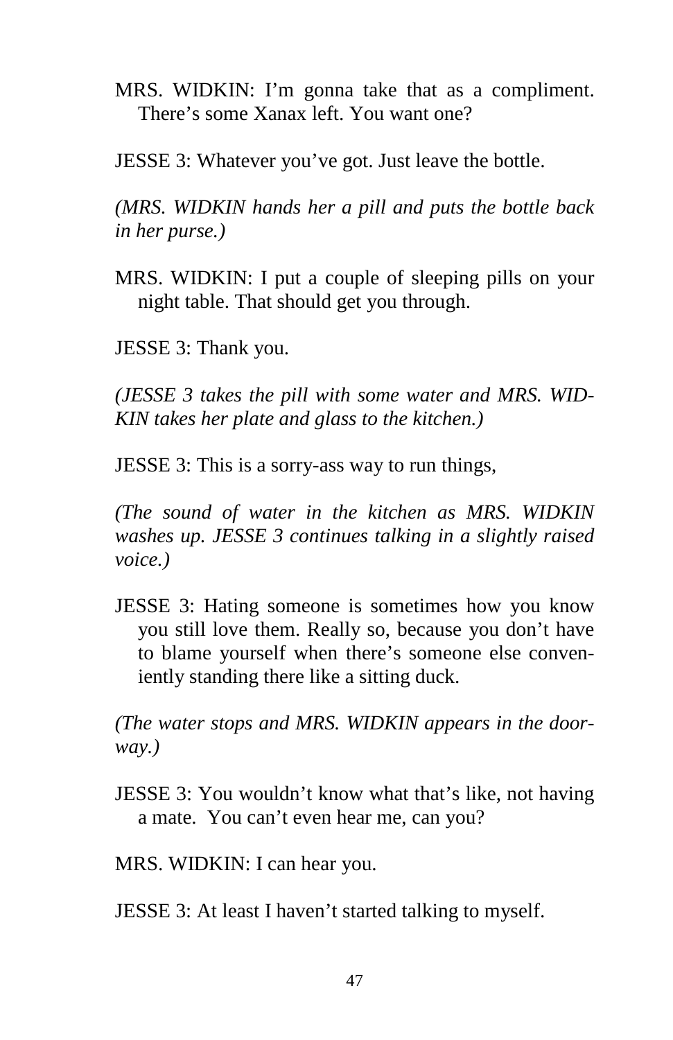MRS. WIDKIN: I'm gonna take that as a compliment. There's some Xanax left. You want one?

JESSE 3: Whatever you've got. Just leave the bottle.

*(MRS. WIDKIN hands her a pill and puts the bottle back in her purse.)*

MRS. WIDKIN: I put a couple of sleeping pills on your night table. That should get you through.

JESSE 3: Thank you.

*(JESSE 3 takes the pill with some water and MRS. WIDKIN takes her plate and glass to the kitchen.)*

JESSE 3: This is a sorry-ass way to run things,

*(The sound of water in the kitchen as MRS. WIDKIN washes up. JESSE 3 continues talking in a slightly raised voice.)*

JESSE 3: Hating someone is sometimes how you know you still love them. Really so, because you don't have to blame yourself when there's someone else conveniently standing there like a sitting duck.

*(The water stops and MRS. WIDKIN appears in the doorway.)*

JESSE 3: You wouldn't know what that's like, not having a mate. You can't even hear me, can you?

MRS. WIDKIN: I can hear you.

JESSE 3: At least I haven't started talking to myself.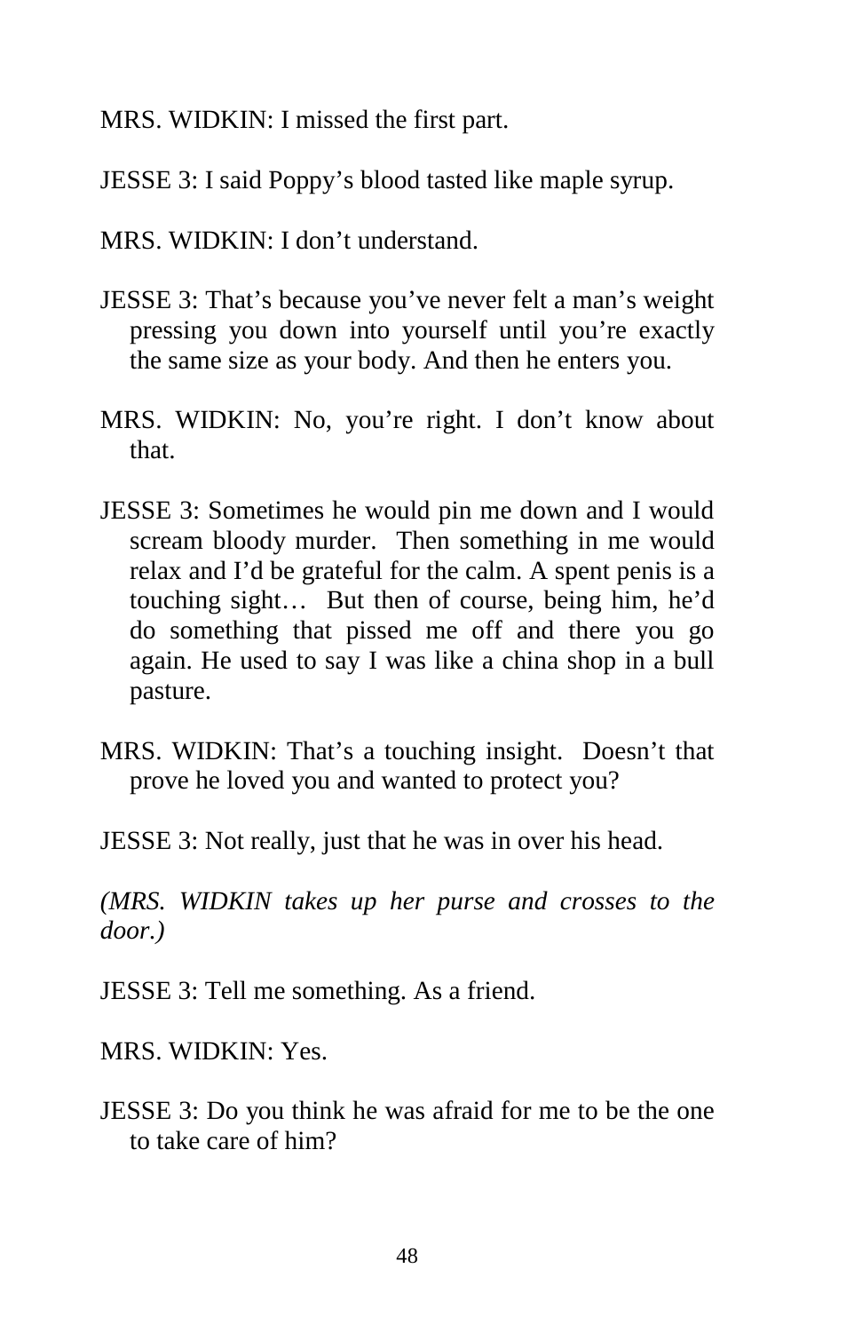MRS. WIDKIN: I missed the first part.

JESSE 3: I said Poppy's blood tasted like maple syrup.

MRS. WIDKIN: I don't understand.

JESSE 3: That's because you've never felt a man's weight pressing you down into yourself until you're exactly the same size as your body. And then he enters you.

MRS. WIDKIN: No, you're right. I don't know about that.

JESSE 3: Sometimes he would pin me down and I would scream bloody murder. Then something in me would relax and I'd be grateful for the calm. A spent penis is a touching sight… But then of course, being him, he'd do something that pissed me off and there you go again. He used to say I was like a china shop in a bull pasture.

MRS. WIDKIN: That's a touching insight. Doesn't that prove he loved you and wanted to protect you?

JESSE 3: Not really, just that he was in over his head.

*(MRS. WIDKIN takes up her purse and crosses to the door.)*

JESSE 3: Tell me something. As a friend.

MRS. WIDKIN: Yes.

JESSE 3: Do you think he was afraid for me to be the one to take care of him?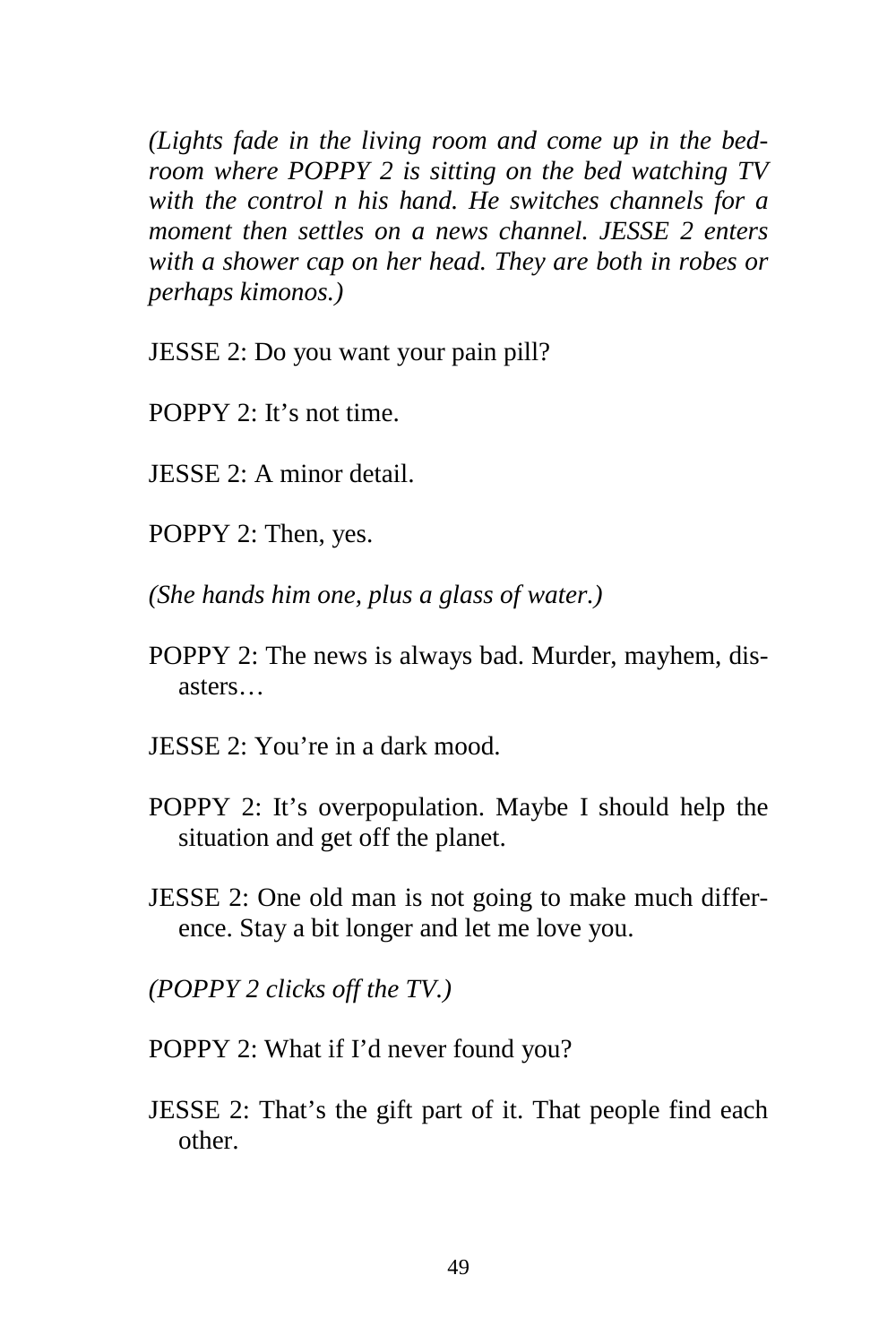*(Lights fade in the living room and come up in the bedroom where POPPY 2 is sitting on the bed watching TV with the control n his hand. He switches channels for a moment then settles on a news channel. JESSE 2 enters with a shower cap on her head. They are both in robes or perhaps kimonos.)*

JESSE 2: Do you want your pain pill?

POPPY 2: It's not time.

JESSE 2: A minor detail.

POPPY 2: Then, yes.

*(She hands him one, plus a glass of water.)*

POPPY 2: The news is always bad. Murder, mayhem, disasters…

JESSE 2: You're in a dark mood.

POPPY 2: It's overpopulation. Maybe I should help the situation and get off the planet.

JESSE 2: One old man is not going to make much difference. Stay a bit longer and let me love you.

*(POPPY 2 clicks off the TV.)*

POPPY 2: What if I'd never found you?

JESSE 2: That's the gift part of it. That people find each other.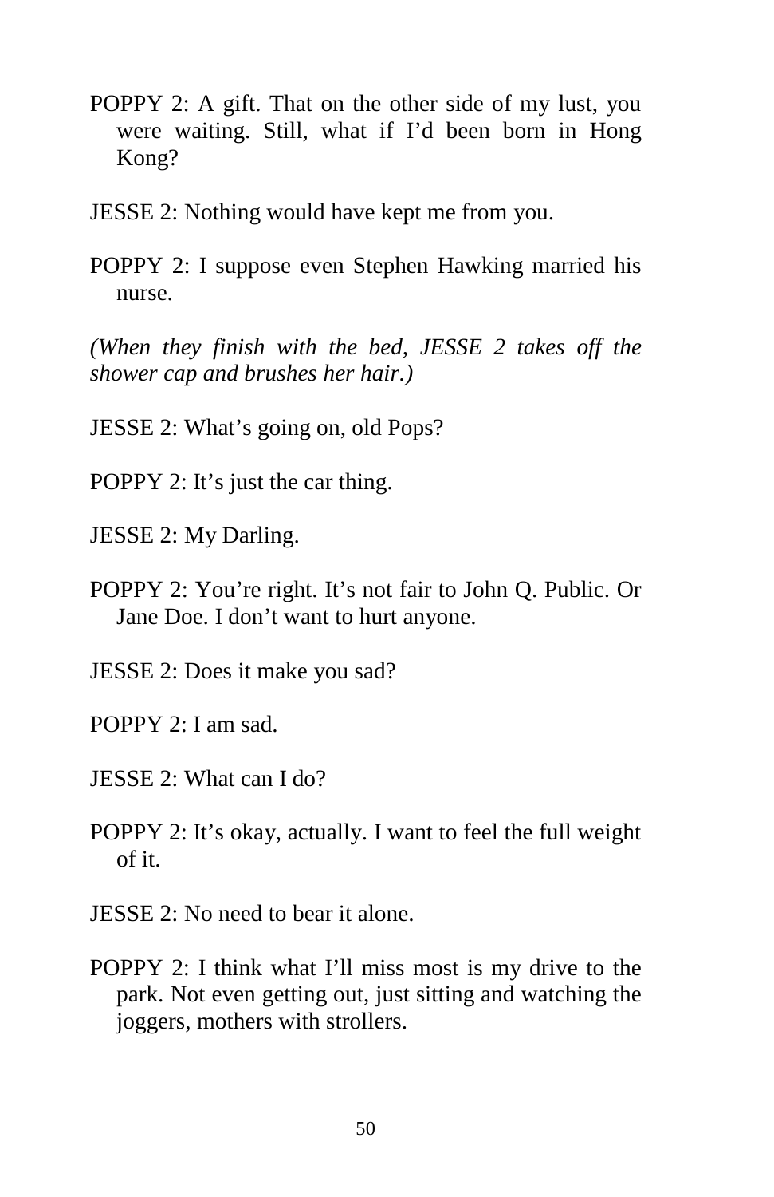POPPY 2: A gift. That on the other side of my lust, you were waiting. Still, what if I'd been born in Hong Kong?

JESSE 2: Nothing would have kept me from you.

POPPY 2: I suppose even Stephen Hawking married his nurse.

*(When they finish with the bed, JESSE 2 takes off the shower cap and brushes her hair.)*

JESSE 2: What's going on, old Pops?

POPPY 2: It's just the car thing.

JESSE 2: My Darling.

POPPY 2: You're right. It's not fair to John Q. Public. Or Jane Doe. I don't want to hurt anyone.

JESSE 2: Does it make you sad?

POPPY 2: I am sad.

JESSE 2: What can I do?

POPPY 2: It's okay, actually. I want to feel the full weight of it.

JESSE 2: No need to bear it alone.

POPPY 2: I think what I'll miss most is my drive to the park. Not even getting out, just sitting and watching the joggers, mothers with strollers.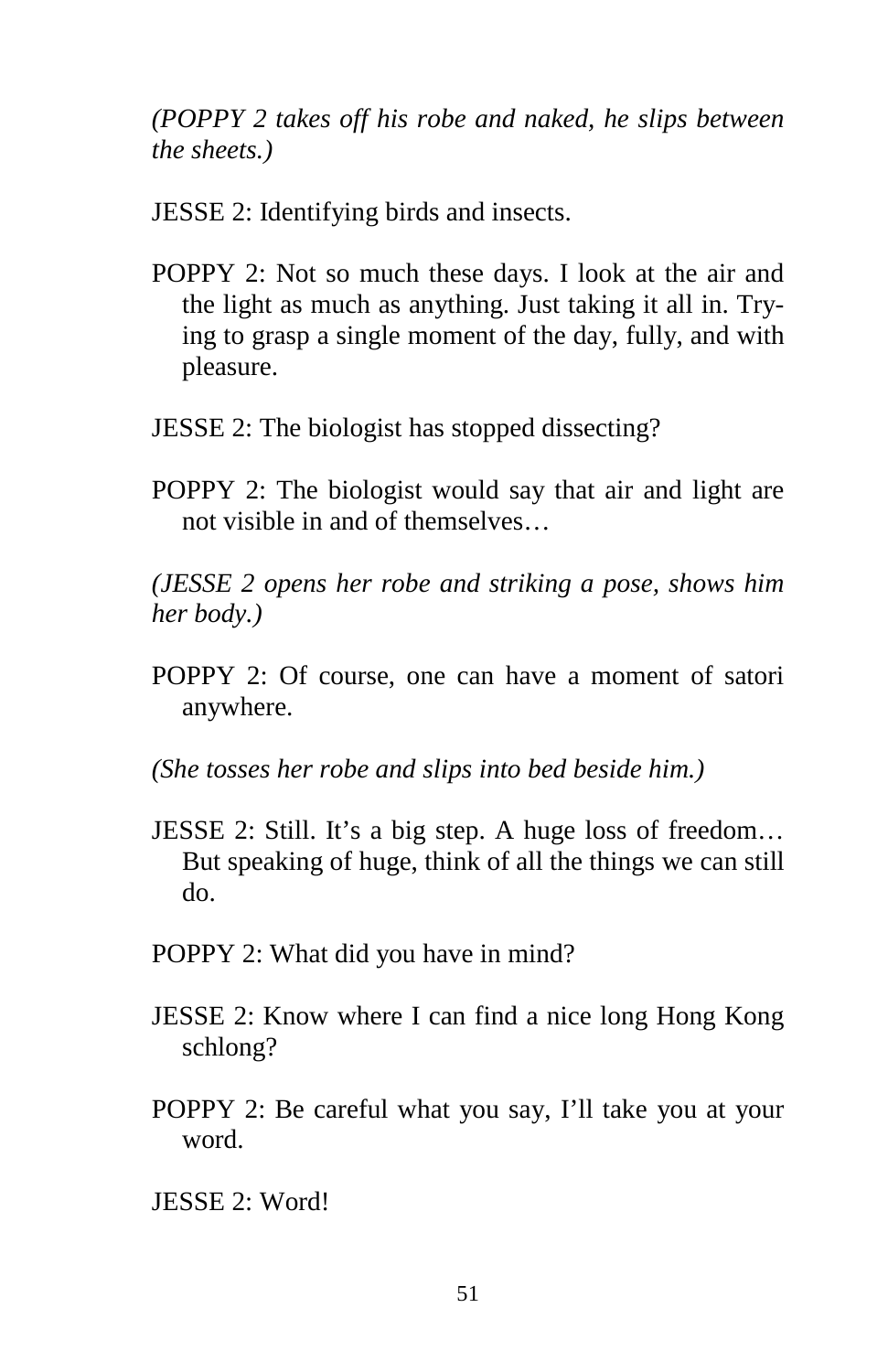*(POPPY 2 takes off his robe and naked, he slips between the sheets.)*

JESSE 2: Identifying birds and insects.

POPPY 2: Not so much these days. I look at the air and the light as much as anything. Just taking it all in. Trying to grasp a single moment of the day, fully, and with pleasure.

JESSE 2: The biologist has stopped dissecting?

POPPY 2: The biologist would say that air and light are not visible in and of themselves…

*(JESSE 2 opens her robe and striking a pose, shows him her body.)*

POPPY 2: Of course, one can have a moment of satori anywhere.

*(She tosses her robe and slips into bed beside him.)*

JESSE 2: Still. It's a big step. A huge loss of freedom… But speaking of huge, think of all the things we can still do.

POPPY 2: What did you have in mind?

JESSE 2: Know where I can find a nice long Hong Kong schlong?

POPPY 2: Be careful what you say, I'll take you at your word.

JESSE 2: Word!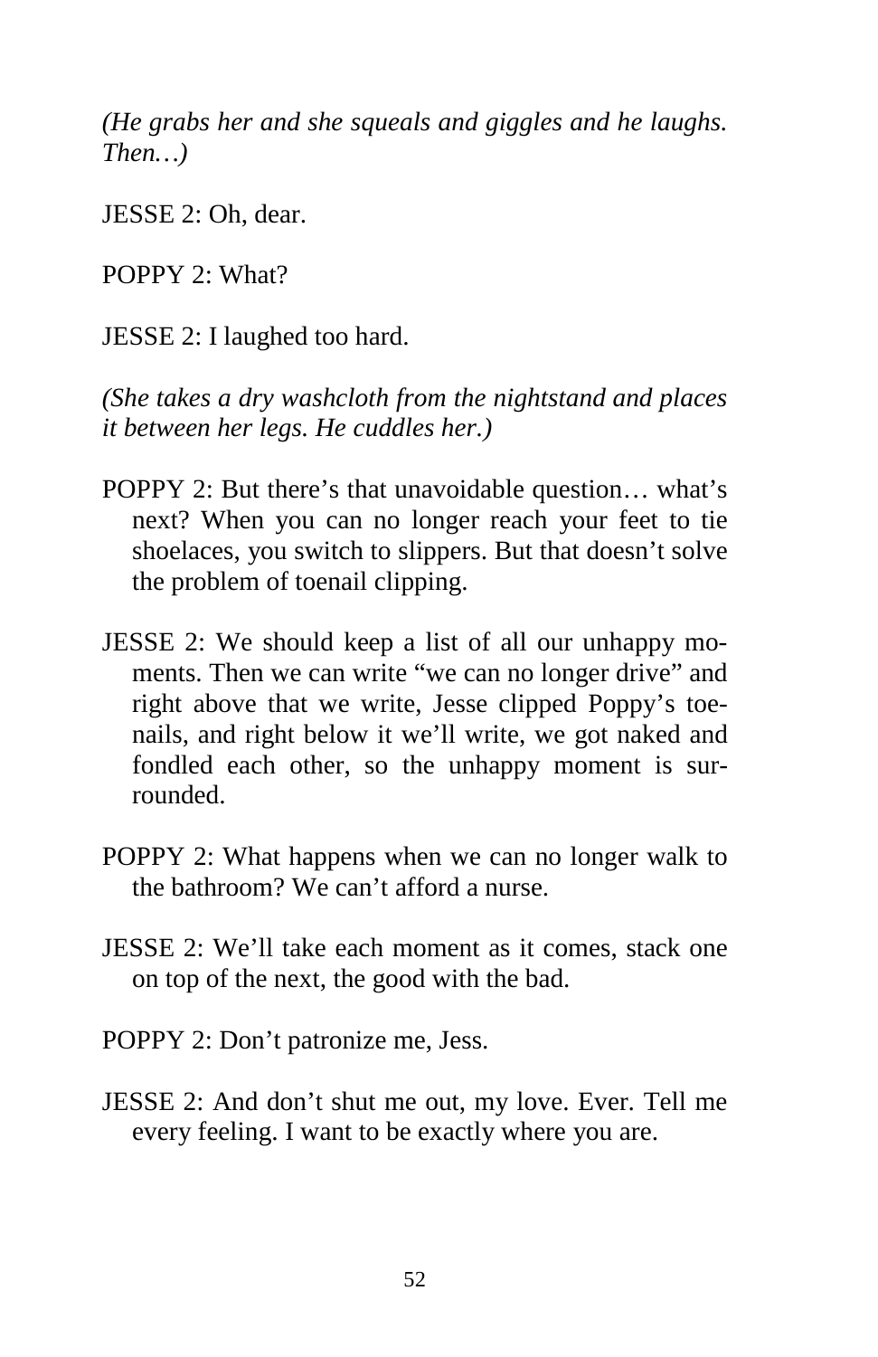*(He grabs her and she squeals and giggles and he laughs. Then…)*

JESSE 2: Oh, dear.

POPPY 2: What?

JESSE 2: I laughed too hard.

*(She takes a dry washcloth from the nightstand and places it between her legs. He cuddles her.)*

POPPY 2: But there's that unavoidable question… what's next? When you can no longer reach your feet to tie shoelaces, you switch to slippers. But that doesn't solve the problem of toenail clipping.

JESSE 2: We should keep a list of all our unhappy moments. Then we can write "we can no longer drive" and right above that we write, Jesse clipped Poppy's toenails, and right below it we'll write, we got naked and fondled each other, so the unhappy moment is surrounded.

POPPY 2: What happens when we can no longer walk to the bathroom? We can't afford a nurse.

JESSE 2: We'll take each moment as it comes, stack one on top of the next, the good with the bad.

POPPY 2: Don't patronize me, Jess.

JESSE 2: And don't shut me out, my love. Ever. Tell me every feeling. I want to be exactly where you are.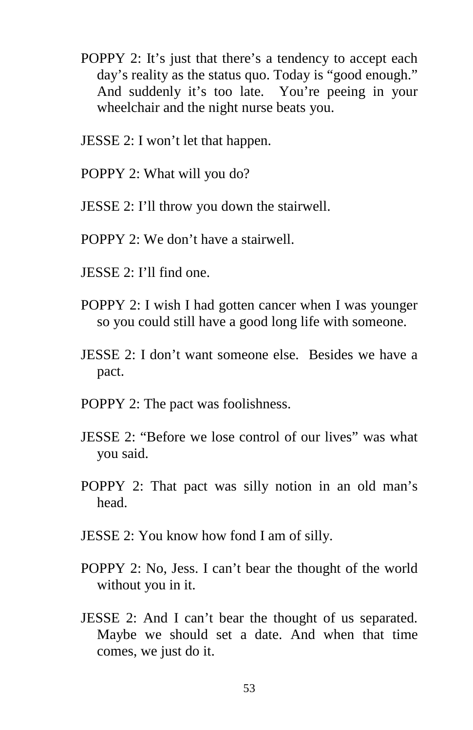POPPY 2: It's just that there's a tendency to accept each day's reality as the status quo. Today is "good enough." And suddenly it's too late. You're peeing in your wheelchair and the night nurse beats you.

JESSE 2: I won't let that happen.

POPPY 2: What will you do?

JESSE 2: I'll throw you down the stairwell.

POPPY 2: We don't have a stairwell.

JESSE 2: I'll find one.

POPPY 2: I wish I had gotten cancer when I was younger so you could still have a good long life with someone.

JESSE 2: I don't want someone else. Besides we have a pact.

POPPY 2: The pact was foolishness.

JESSE 2: "Before we lose control of our lives" was what you said.

POPPY 2: That pact was silly notion in an old man's head.

JESSE 2: You know how fond I am of silly.

POPPY 2: No, Jess. I can't bear the thought of the world without you in it.

JESSE 2: And I can't bear the thought of us separated. Maybe we should set a date. And when that time comes, we just do it.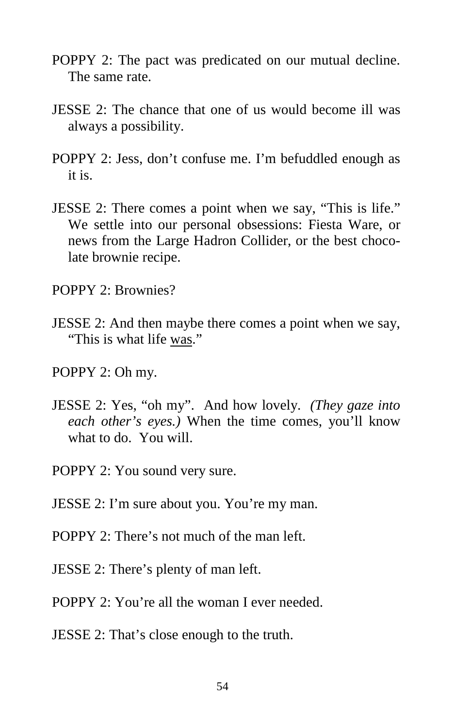POPPY 2: The pact was predicated on our mutual decline. The same rate.

JESSE 2: The chance that one of us would become ill was always a possibility.

POPPY 2: Jess, don't confuse me. I'm befuddled enough as it is.

JESSE 2: There comes a point when we say, "This is life." We settle into our personal obsessions: Fiesta Ware, or news from the Large Hadron Collider, or the best chocolate brownie recipe.

POPPY 2: Brownies?

JESSE 2: And then maybe there comes a point when we say, "This is what life <u>was</u>."

POPPY 2: Oh my.

JESSE 2: Yes, "oh my". And how lovely. *(They gaze into each other's eyes.)* When the time comes, you'll know what to do. You will.

POPPY 2: You sound very sure.

JESSE 2: I'm sure about you. You're my man.

POPPY 2: There's not much of the man left.

JESSE 2: There's plenty of man left.

POPPY 2: You're all the woman I ever needed.

JESSE 2: That's close enough to the truth.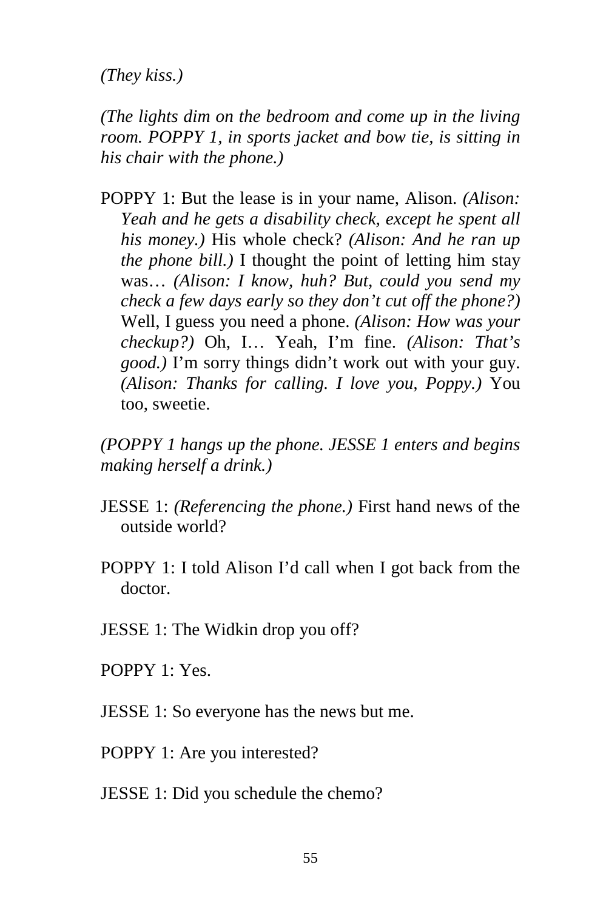*(They kiss.)*

*(The lights dim on the bedroom and come up in the living room. POPPY 1, in sports jacket and bow tie, is sitting in his chair with the phone.)*

POPPY 1: But the lease is in your name, Alison. *(Alison: Yeah and he gets a disability check, except he spent all his money.)* His whole check? *(Alison: And he ran up the phone bill.)* I thought the point of letting him stay was… *(Alison: I know, huh? But, could you send my check a few days early so they don't cut off the phone?)* Well, I guess you need a phone. *(Alison: How was your checkup?)* Oh, I… Yeah, I'm fine. *(Alison: That's good.)* I'm sorry things didn't work out with your guy. *(Alison: Thanks for calling. I love you, Poppy.)* You too, sweetie.

*(POPPY 1 hangs up the phone. JESSE 1 enters and begins making herself a drink.)*

JESSE 1: *(Referencing the phone.)* First hand news of the outside world?

POPPY 1: I told Alison I'd call when I got back from the doctor.

JESSE 1: The Widkin drop you off?

POPPY 1: Yes.

JESSE 1: So everyone has the news but me.

POPPY 1: Are you interested?

JESSE 1: Did you schedule the chemo?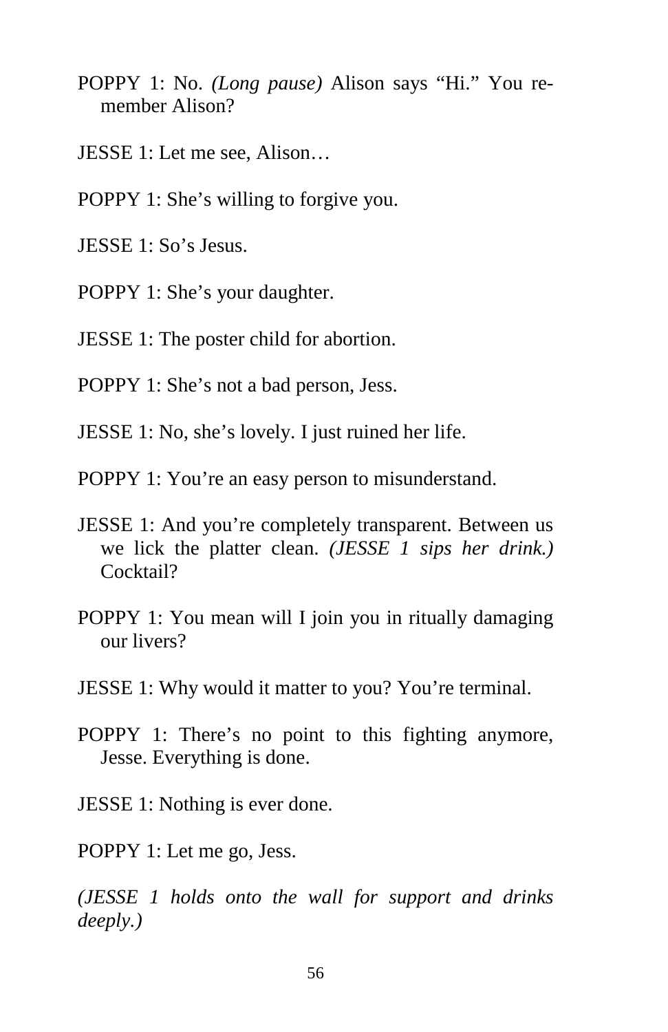POPPY 1: No. *(Long pause)* Alison says "Hi." You remember Alison?

JESSE 1: Let me see, Alison…

POPPY 1: She's willing to forgive you.

JESSE 1: So's Jesus.

POPPY 1: She's your daughter.

JESSE 1: The poster child for abortion.

POPPY 1: She's not a bad person, Jess.

JESSE 1: No, she's lovely. I just ruined her life.

POPPY 1: You're an easy person to misunderstand.

JESSE 1: And you're completely transparent. Between us we lick the platter clean. *(JESSE 1 sips her drink.)* Cocktail?

POPPY 1: You mean will I join you in ritually damaging our livers?

JESSE 1: Why would it matter to you? You're terminal.

POPPY 1: There's no point to this fighting anymore, Jesse. Everything is done.

JESSE 1: Nothing is ever done.

POPPY 1: Let me go, Jess.

*(JESSE 1 holds onto the wall for support and drinks deeply.)*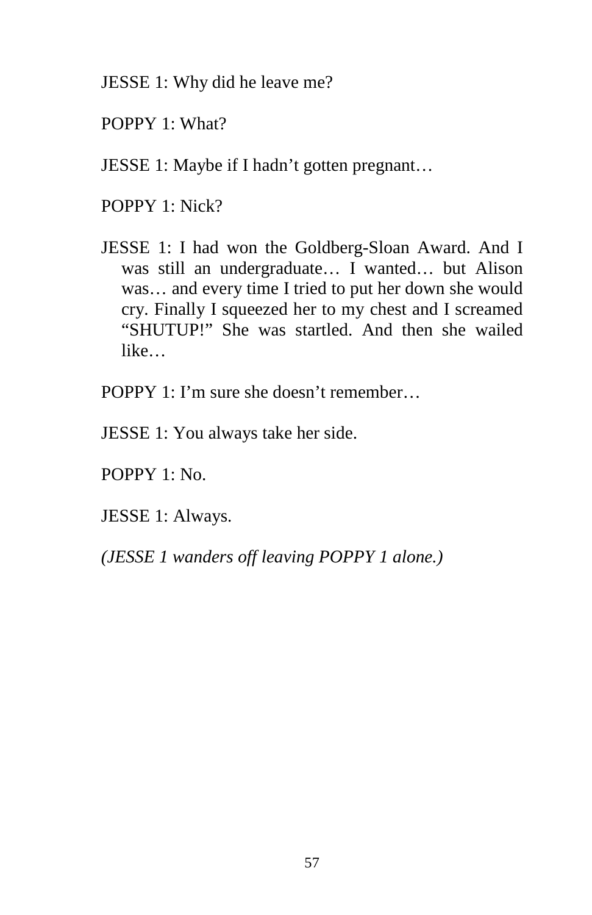JESSE 1: Why did he leave me?

POPPY 1: What?

JESSE 1: Maybe if I hadn't gotten pregnant…

POPPY 1: Nick?

JESSE 1: I had won the Goldberg-Sloan Award. And I was still an undergraduate… I wanted… but Alison was… and every time I tried to put her down she would cry. Finally I squeezed her to my chest and I screamed "SHUTUP!" She was startled. And then she wailed like…

POPPY 1: I'm sure she doesn't remember…

JESSE 1: You always take her side.

POPPY 1: No.

JESSE 1: Always.

*(JESSE 1 wanders off leaving POPPY 1 alone.)*